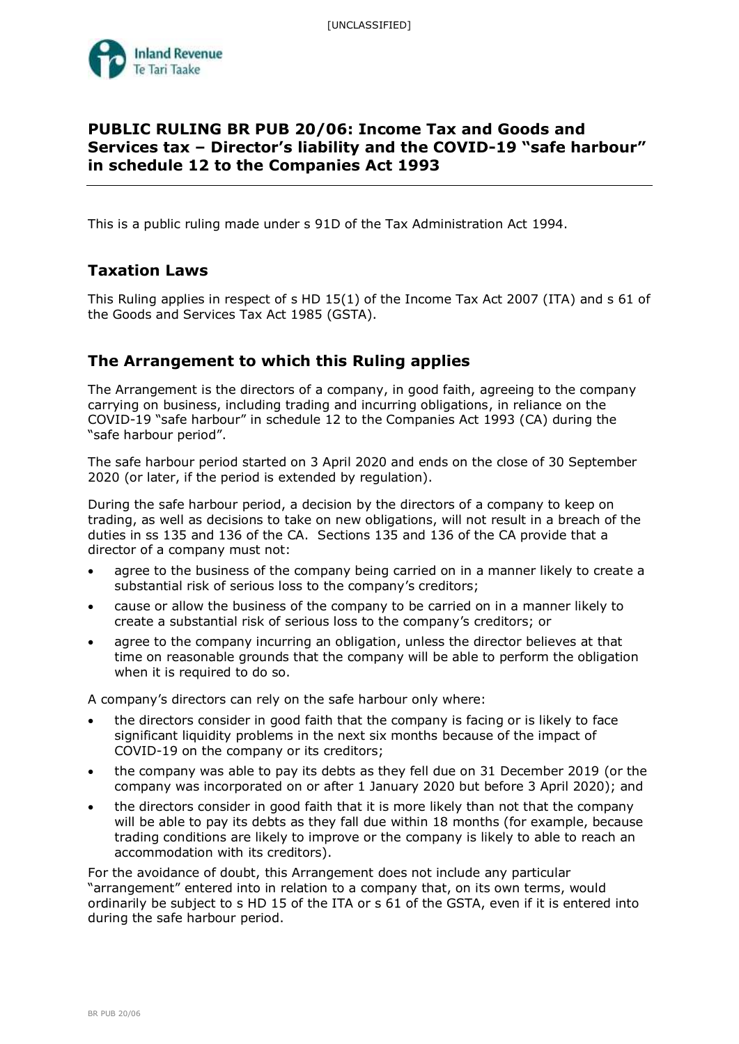# PUBLIC RULING BR PUB 20/06: Income Tax and Goods and Services tax – Director's liability and the COVID-19 "safe harbour" in schedule 12 to the Companies Act 1993

This is a public ruling made under s 91D of the Tax Administration Act 1994.

## Taxation Laws

This Ruling applies in respect of s HD 15(1) of the Income Tax Act 2007 (ITA) and s 61 of the Goods and Services Tax Act 1985 (GSTA).

## The Arrangement to which this Ruling applies

The Arrangement is the directors of a company, in good faith, agreeing to the company carrying on business, including trading and incurring obligations, in reliance on the COVID-19 "safe harbour" in schedule 12 to the Companies Act 1993 (CA) during the "safe harbour period".

The safe harbour period started on 3 April 2020 and ends on the close of 30 September 2020 (or later, if the period is extended by regulation).

During the safe harbour period, a decision by the directors of a company to keep on trading, as well as decisions to take on new obligations, will not result in a breach of the duties in ss 135 and 136 of the CA. Sections 135 and 136 of the CA provide that a director of a company must not:

- agree to the business of the company being carried on in a manner likely to create a substantial risk of serious loss to the company's creditors;
- cause or allow the business of the company to be carried on in a manner likely to create a substantial risk of serious loss to the company's creditors; or
- agree to the company incurring an obligation, unless the director believes at that time on reasonable grounds that the company will be able to perform the obligation when it is required to do so.

A company's directors can rely on the safe harbour only where:

- the directors consider in good faith that the company is facing or is likely to face significant liquidity problems in the next six months because of the impact of COVID-19 on the company or its creditors;
- the company was able to pay its debts as they fell due on 31 December 2019 (or the company was incorporated on or after 1 January 2020 but before 3 April 2020); and
- the directors consider in good faith that it is more likely than not that the company will be able to pay its debts as they fall due within 18 months (for example, because trading conditions are likely to improve or the company is likely to able to reach an accommodation with its creditors).

For the avoidance of doubt, this Arrangement does not include any particular "arrangement" entered into in relation to a company that, on its own terms, would ordinarily be subject to s HD 15 of the ITA or s 61 of the GSTA, even if it is entered into during the safe harbour period.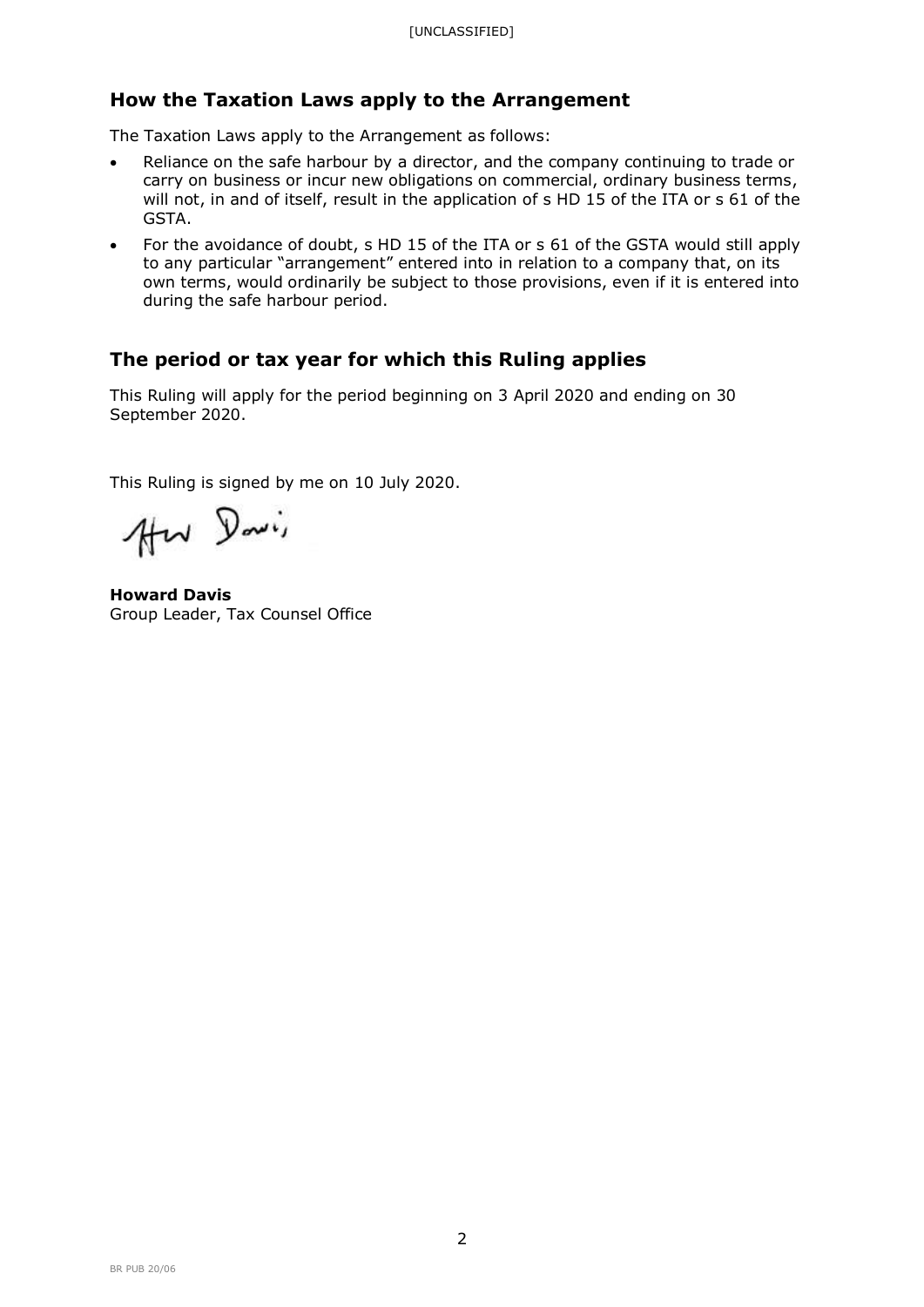## How the Taxation Laws apply to the Arrangement

The Taxation Laws apply to the Arrangement as follows:

- Reliance on the safe harbour by a director, and the company continuing to trade or carry on business or incur new obligations on commercial, ordinary business terms, will not, in and of itself, result in the application of s HD 15 of the ITA or s 61 of the GSTA.
- For the avoidance of doubt, s HD 15 of the ITA or s 61 of the GSTA would still apply to any particular "arrangement" entered into in relation to a company that, on its own terms, would ordinarily be subject to those provisions, even if it is entered into during the safe harbour period.

## The period or tax year for which this Ruling applies

This Ruling will apply for the period beginning on 3 April 2020 and ending on 30 September 2020.

This Ruling is signed by me on 10 July 2020.

**Howard Davis**
Group Leader, Tax Counsel Office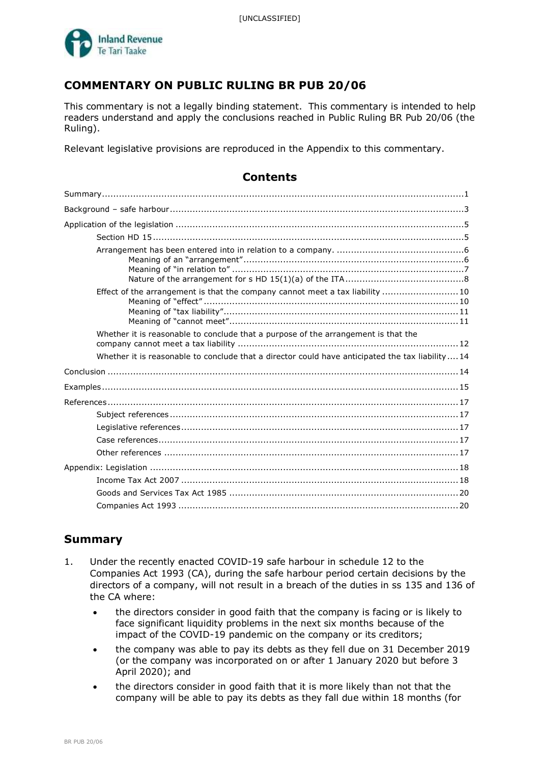# COMMENTARY ON PUBLIC RULING BR PUB 20/06

This commentary is not a legally binding statement. This commentary is intended to help readers understand and apply the conclusions reached in Public Ruling BR Pub 20/06 (the Ruling).

Relevant legislative provisions are reproduced in the Appendix to this commentary.

## Contents

- Summary ........ 1
- Background – safe harbour ........ 3
- Application of the legislation ........ 5
  - Section HD 15 ........ 5
  - Arrangement has been entered into in relation to a company. ........ 6
    - Meaning of an "arrangement" ........ 6
    - Meaning of "in relation to" ........ 7
    - Nature of the arrangement for s HD 15(1)(a) of the ITA ........ 8
  - Effect of the arrangement is that the company cannot meet a tax liability ........ 10
    - Meaning of "effect" ........ 10
    - Meaning of "tax liability" ........ 11
    - Meaning of "cannot meet" ........ 11
  - Whether it is reasonable to conclude that a purpose of the arrangement is that the company cannot meet a tax liability ........ 12
  - Whether it is reasonable to conclude that a director could have anticipated the tax liability ........ 14
- Conclusion ........ 14
- Examples ........ 15
- References ........ 17
  - Subject references ........ 17
  - Legislative references ........ 17
  - Case references ........ 17
  - Other references ........ 17
- Appendix: Legislation ........ 18
  - Income Tax Act 2007 ........ 18
  - Goods and Services Tax Act 1985 ........ 20
  - Companies Act 1993 ........ 20

## Summary

1. Under the recently enacted COVID-19 safe harbour in schedule 12 to the Companies Act 1993 (CA), during the safe harbour period certain decisions by the directors of a company, will not result in a breach of the duties in ss 135 and 136 of the CA where:
   - the directors consider in good faith that the company is facing or is likely to face significant liquidity problems in the next six months because of the impact of the COVID-19 pandemic on the company or its creditors;
   - the company was able to pay its debts as they fell due on 31 December 2019 (or the company was incorporated on or after 1 January 2020 but before 3 April 2020); and
   - the directors consider in good faith that it is more likely than not that the company will be able to pay its debts as they fall due within 18 months (for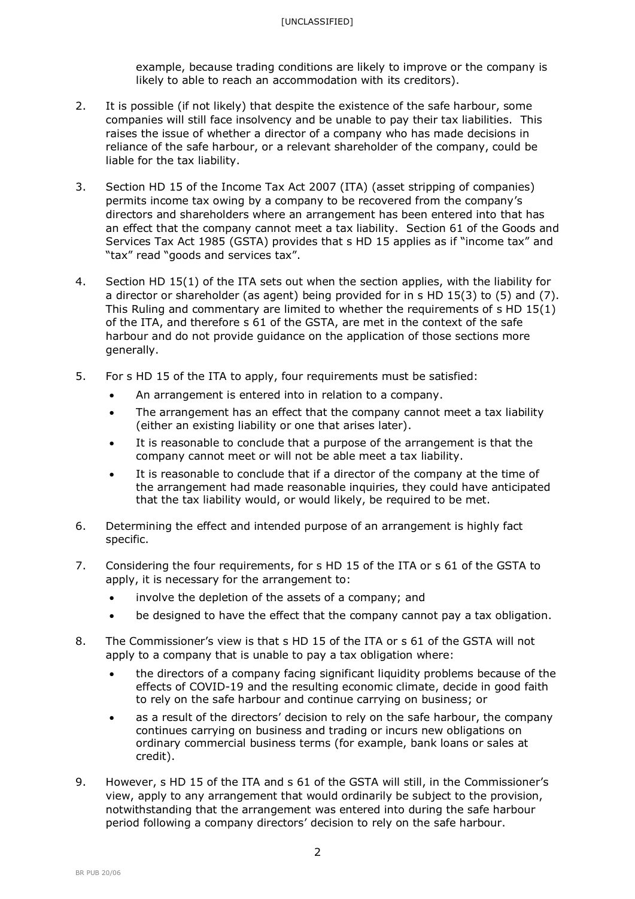example, because trading conditions are likely to improve or the company is likely to able to reach an accommodation with its creditors).

2. It is possible (if not likely) that despite the existence of the safe harbour, some companies will still face insolvency and be unable to pay their tax liabilities. This raises the issue of whether a director of a company who has made decisions in reliance of the safe harbour, or a relevant shareholder of the company, could be liable for the tax liability.

3. Section HD 15 of the Income Tax Act 2007 (ITA) (asset stripping of companies) permits income tax owing by a company to be recovered from the company's directors and shareholders where an arrangement has been entered into that has an effect that the company cannot meet a tax liability. Section 61 of the Goods and Services Tax Act 1985 (GSTA) provides that s HD 15 applies as if "income tax" and "tax" read "goods and services tax".

4. Section HD 15(1) of the ITA sets out when the section applies, with the liability for a director or shareholder (as agent) being provided for in s HD 15(3) to (5) and (7). This Ruling and commentary are limited to whether the requirements of s HD 15(1) of the ITA, and therefore s 61 of the GSTA, are met in the context of the safe harbour and do not provide guidance on the application of those sections more generally.

5. For s HD 15 of the ITA to apply, four requirements must be satisfied:
   - An arrangement is entered into in relation to a company.
   - The arrangement has an effect that the company cannot meet a tax liability (either an existing liability or one that arises later).
   - It is reasonable to conclude that a purpose of the arrangement is that the company cannot meet or will not be able meet a tax liability.
   - It is reasonable to conclude that if a director of the company at the time of the arrangement had made reasonable inquiries, they could have anticipated that the tax liability would, or would likely, be required to be met.

6. Determining the effect and intended purpose of an arrangement is highly fact specific.

7. Considering the four requirements, for s HD 15 of the ITA or s 61 of the GSTA to apply, it is necessary for the arrangement to:
   - involve the depletion of the assets of a company; and
   - be designed to have the effect that the company cannot pay a tax obligation.

8. The Commissioner's view is that s HD 15 of the ITA or s 61 of the GSTA will not apply to a company that is unable to pay a tax obligation where:
   - the directors of a company facing significant liquidity problems because of the effects of COVID-19 and the resulting economic climate, decide in good faith to rely on the safe harbour and continue carrying on business; or
   - as a result of the directors' decision to rely on the safe harbour, the company continues carrying on business and trading or incurs new obligations on ordinary commercial business terms (for example, bank loans or sales at credit).

9. However, s HD 15 of the ITA and s 61 of the GSTA will still, in the Commissioner's view, apply to any arrangement that would ordinarily be subject to the provision, notwithstanding that the arrangement was entered into during the safe harbour period following a company directors' decision to rely on the safe harbour.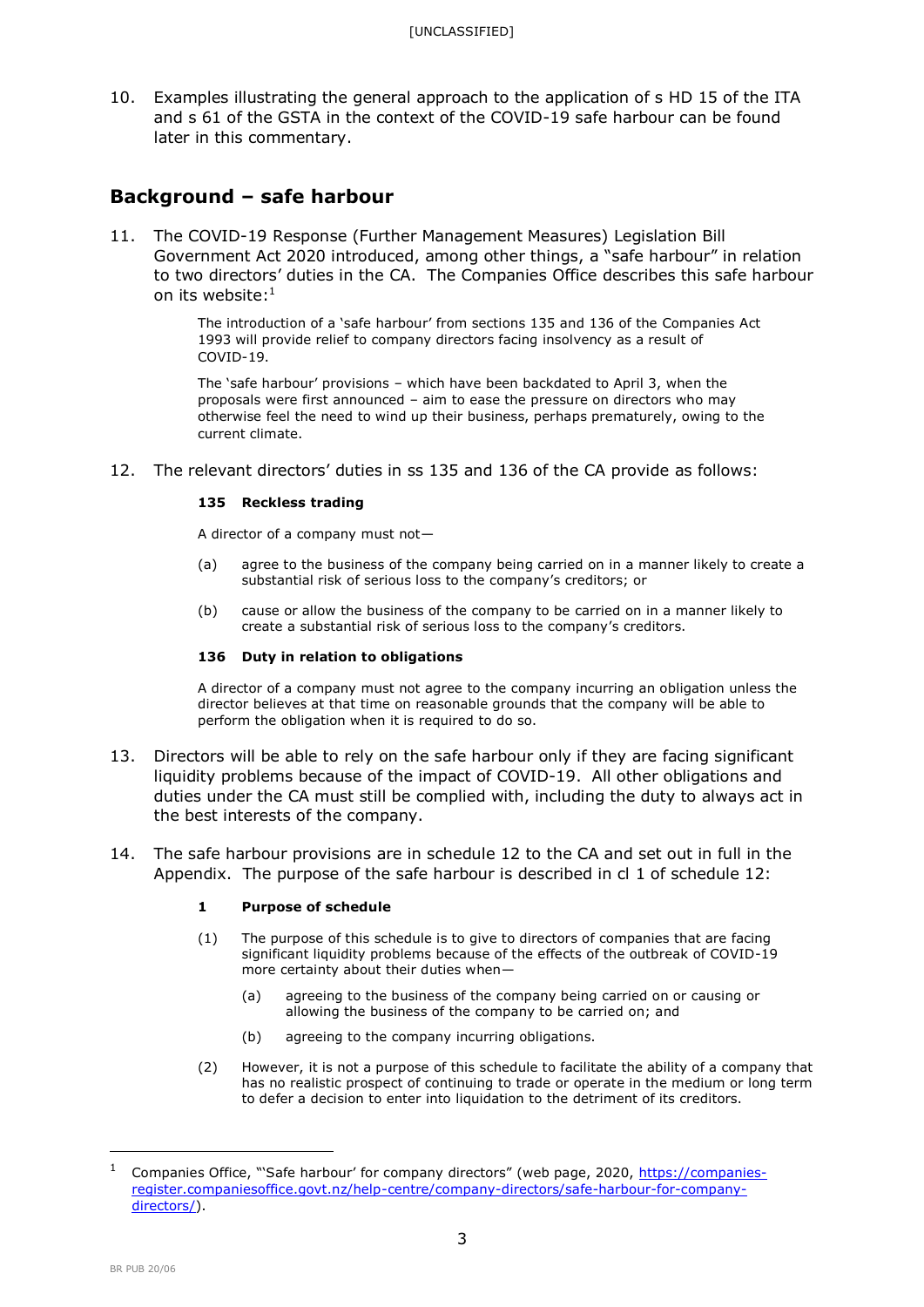10. Examples illustrating the general approach to the application of s HD 15 of the ITA and s 61 of the GSTA in the context of the COVID-19 safe harbour can be found later in this commentary.

## Background – safe harbour

11. The COVID-19 Response (Further Management Measures) Legislation Bill Government Act 2020 introduced, among other things, a "safe harbour" in relation to two directors' duties in the CA. The Companies Office describes this safe harbour on its website:[1]

> The introduction of a 'safe harbour' from sections 135 and 136 of the Companies Act 1993 will provide relief to company directors facing insolvency as a result of COVID-19.
>
> The 'safe harbour' provisions – which have been backdated to April 3, when the proposals were first announced – aim to ease the pressure on directors who may otherwise feel the need to wind up their business, perhaps prematurely, owing to the current climate.

12. The relevant directors' duties in ss 135 and 136 of the CA provide as follows:

> **135 Reckless trading**
>
> A director of a company must not—
>
> (a) agree to the business of the company being carried on in a manner likely to create a substantial risk of serious loss to the company's creditors; or
>
> (b) cause or allow the business of the company to be carried on in a manner likely to create a substantial risk of serious loss to the company's creditors.
>
> **136 Duty in relation to obligations**
>
> A director of a company must not agree to the company incurring an obligation unless the director believes at that time on reasonable grounds that the company will be able to perform the obligation when it is required to do so.

13. Directors will be able to rely on the safe harbour only if they are facing significant liquidity problems because of the impact of COVID-19. All other obligations and duties under the CA must still be complied with, including the duty to always act in the best interests of the company.

14. The safe harbour provisions are in schedule 12 to the CA and set out in full in the Appendix. The purpose of the safe harbour is described in cl 1 of schedule 12:

> **1 Purpose of schedule**
>
> (1) The purpose of this schedule is to give to directors of companies that are facing significant liquidity problems because of the effects of the outbreak of COVID-19 more certainty about their duties when—
>
> (a) agreeing to the business of the company being carried on or causing or allowing the business of the company to be carried on; and
>
> (b) agreeing to the company incurring obligations.
>
> (2) However, it is not a purpose of this schedule to facilitate the ability of a company that has no realistic prospect of continuing to trade or operate in the medium or long term to defer a decision to enter into liquidation to the detriment of its creditors.

---

[1] Companies Office, "'Safe harbour' for company directors" (web page, 2020, https://companies-register.companiesoffice.govt.nz/help-centre/company-directors/safe-harbour-for-company-directors/).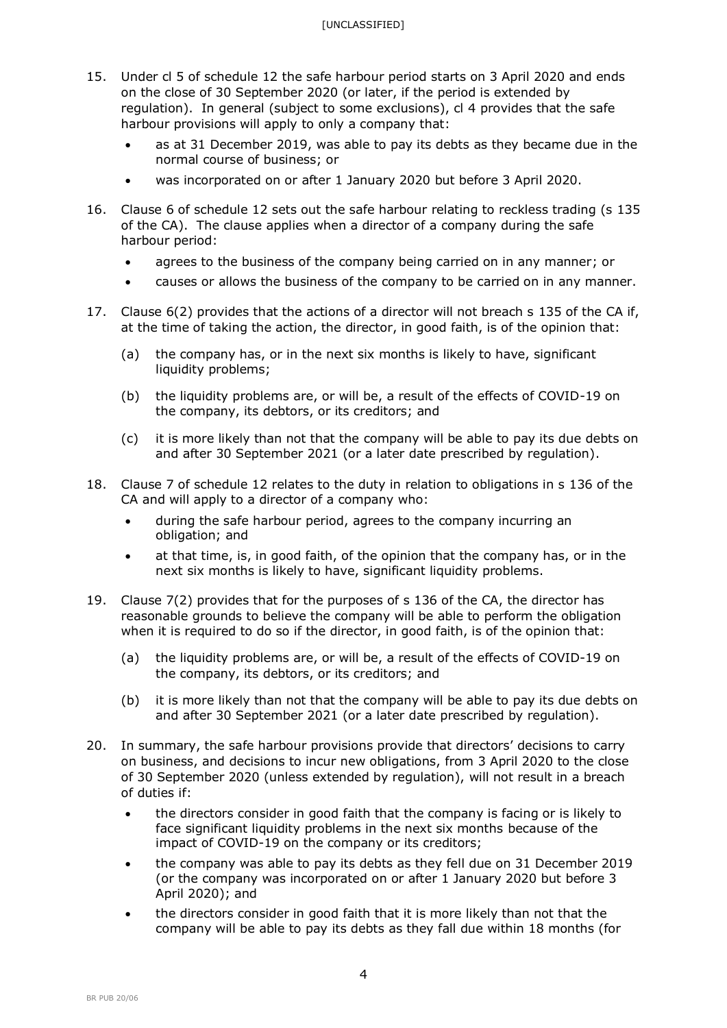15. Under cl 5 of schedule 12 the safe harbour period starts on 3 April 2020 and ends on the close of 30 September 2020 (or later, if the period is extended by regulation). In general (subject to some exclusions), cl 4 provides that the safe harbour provisions will apply to only a company that:

    - as at 31 December 2019, was able to pay its debts as they became due in the normal course of business; or
    - was incorporated on or after 1 January 2020 but before 3 April 2020.

16. Clause 6 of schedule 12 sets out the safe harbour relating to reckless trading (s 135 of the CA). The clause applies when a director of a company during the safe harbour period:

    - agrees to the business of the company being carried on in any manner; or
    - causes or allows the business of the company to be carried on in any manner.

17. Clause 6(2) provides that the actions of a director will not breach s 135 of the CA if, at the time of taking the action, the director, in good faith, is of the opinion that:

    (a) the company has, or in the next six months is likely to have, significant liquidity problems;

    (b) the liquidity problems are, or will be, a result of the effects of COVID-19 on the company, its debtors, or its creditors; and

    (c) it is more likely than not that the company will be able to pay its due debts on and after 30 September 2021 (or a later date prescribed by regulation).

18. Clause 7 of schedule 12 relates to the duty in relation to obligations in s 136 of the CA and will apply to a director of a company who:

    - during the safe harbour period, agrees to the company incurring an obligation; and
    - at that time, is, in good faith, of the opinion that the company has, or in the next six months is likely to have, significant liquidity problems.

19. Clause 7(2) provides that for the purposes of s 136 of the CA, the director has reasonable grounds to believe the company will be able to perform the obligation when it is required to do so if the director, in good faith, is of the opinion that:

    (a) the liquidity problems are, or will be, a result of the effects of COVID-19 on the company, its debtors, or its creditors; and

    (b) it is more likely than not that the company will be able to pay its due debts on and after 30 September 2021 (or a later date prescribed by regulation).

20. In summary, the safe harbour provisions provide that directors' decisions to carry on business, and decisions to incur new obligations, from 3 April 2020 to the close of 30 September 2020 (unless extended by regulation), will not result in a breach of duties if:

    - the directors consider in good faith that the company is facing or is likely to face significant liquidity problems in the next six months because of the impact of COVID-19 on the company or its creditors;
    - the company was able to pay its debts as they fell due on 31 December 2019 (or the company was incorporated on or after 1 January 2020 but before 3 April 2020); and
    - the directors consider in good faith that it is more likely than not that the company will be able to pay its debts as they fall due within 18 months (for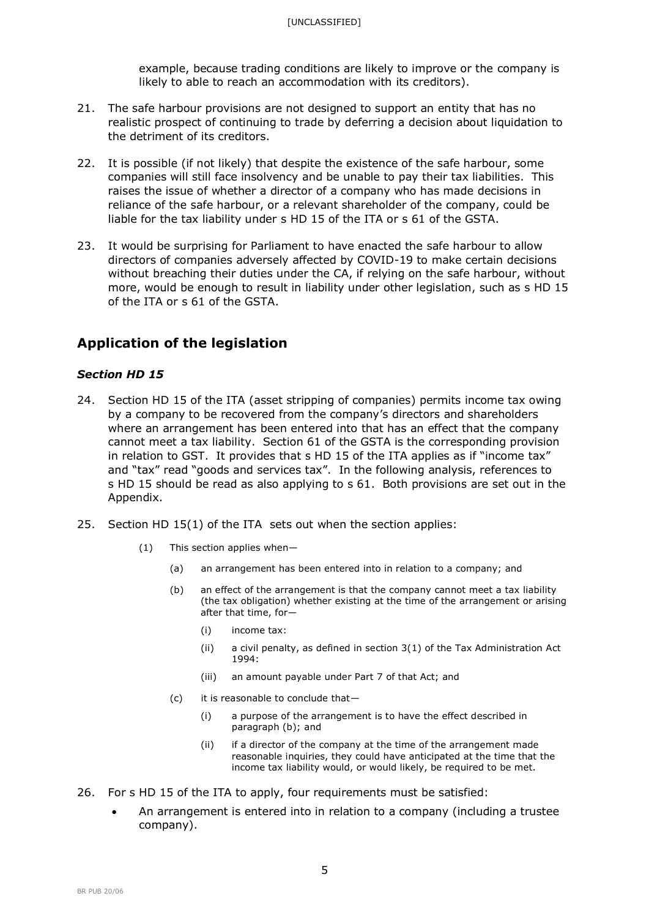example, because trading conditions are likely to improve or the company is likely to able to reach an accommodation with its creditors).

21. The safe harbour provisions are not designed to support an entity that has no realistic prospect of continuing to trade by deferring a decision about liquidation to the detriment of its creditors.

22. It is possible (if not likely) that despite the existence of the safe harbour, some companies will still face insolvency and be unable to pay their tax liabilities. This raises the issue of whether a director of a company who has made decisions in reliance of the safe harbour, or a relevant shareholder of the company, could be liable for the tax liability under s HD 15 of the ITA or s 61 of the GSTA.

23. It would be surprising for Parliament to have enacted the safe harbour to allow directors of companies adversely affected by COVID-19 to make certain decisions without breaching their duties under the CA, if relying on the safe harbour, without more, would be enough to result in liability under other legislation, such as s HD 15 of the ITA or s 61 of the GSTA.

## Application of the legislation

### *Section HD 15*

24. Section HD 15 of the ITA (asset stripping of companies) permits income tax owing by a company to be recovered from the company's directors and shareholders where an arrangement has been entered into that has an effect that the company cannot meet a tax liability. Section 61 of the GSTA is the corresponding provision in relation to GST. It provides that s HD 15 of the ITA applies as if "income tax" and "tax" read "goods and services tax". In the following analysis, references to s HD 15 should be read as also applying to s 61. Both provisions are set out in the Appendix.

25. Section HD 15(1) of the ITA sets out when the section applies:

> (1) This section applies when—
>
> (a) an arrangement has been entered into in relation to a company; and
>
> (b) an effect of the arrangement is that the company cannot meet a tax liability (the tax obligation) whether existing at the time of the arrangement or arising after that time, for—
>
> (i) income tax:
>
> (ii) a civil penalty, as defined in section 3(1) of the Tax Administration Act 1994:
>
> (iii) an amount payable under Part 7 of that Act; and
>
> (c) it is reasonable to conclude that—
>
> (i) a purpose of the arrangement is to have the effect described in paragraph (b); and
>
> (ii) if a director of the company at the time of the arrangement made reasonable inquiries, they could have anticipated at the time that the income tax liability would, or would likely, be required to be met.

26. For s HD 15 of the ITA to apply, four requirements must be satisfied:

- An arrangement is entered into in relation to a company (including a trustee company).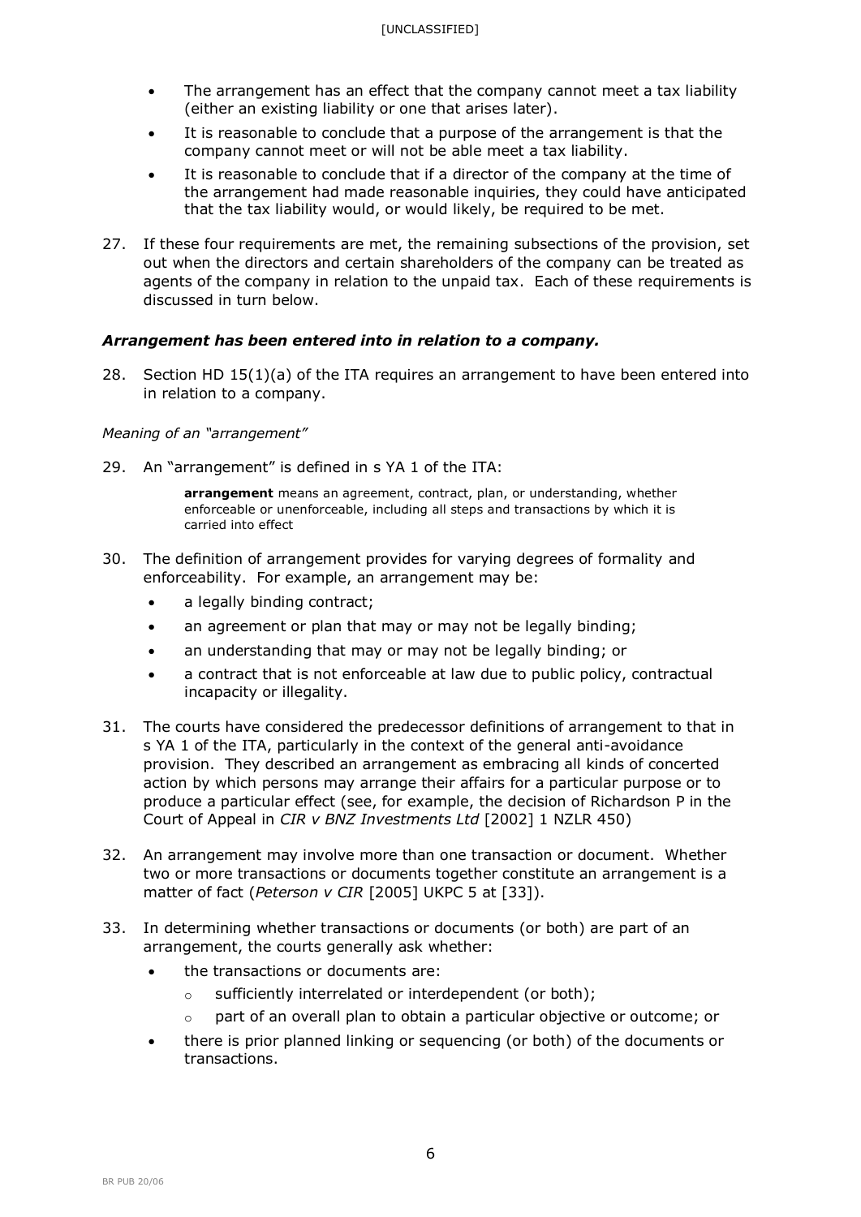- The arrangement has an effect that the company cannot meet a tax liability (either an existing liability or one that arises later).
- It is reasonable to conclude that a purpose of the arrangement is that the company cannot meet or will not be able meet a tax liability.
- It is reasonable to conclude that if a director of the company at the time of the arrangement had made reasonable inquiries, they could have anticipated that the tax liability would, or would likely, be required to be met.

27. If these four requirements are met, the remaining subsections of the provision, set out when the directors and certain shareholders of the company can be treated as agents of the company in relation to the unpaid tax. Each of these requirements is discussed in turn below.

### *Arrangement has been entered into in relation to a company.*

28. Section HD 15(1)(a) of the ITA requires an arrangement to have been entered into in relation to a company.

*Meaning of an "arrangement"*

29. An "arrangement" is defined in s YA 1 of the ITA:

> **arrangement** means an agreement, contract, plan, or understanding, whether enforceable or unenforceable, including all steps and transactions by which it is carried into effect

30. The definition of arrangement provides for varying degrees of formality and enforceability. For example, an arrangement may be:
    - a legally binding contract;
    - an agreement or plan that may or may not be legally binding;
    - an understanding that may or may not be legally binding; or
    - a contract that is not enforceable at law due to public policy, contractual incapacity or illegality.

31. The courts have considered the predecessor definitions of arrangement to that in s YA 1 of the ITA, particularly in the context of the general anti-avoidance provision. They described an arrangement as embracing all kinds of concerted action by which persons may arrange their affairs for a particular purpose or to produce a particular effect (see, for example, the decision of Richardson P in the Court of Appeal in *CIR v BNZ Investments Ltd* [2002] 1 NZLR 450)

32. An arrangement may involve more than one transaction or document. Whether two or more transactions or documents together constitute an arrangement is a matter of fact (*Peterson v CIR* [2005] UKPC 5 at [33]).

33. In determining whether transactions or documents (or both) are part of an arrangement, the courts generally ask whether:
    - the transactions or documents are:
        - sufficiently interrelated or interdependent (or both);
        - part of an overall plan to obtain a particular objective or outcome; or
    - there is prior planned linking or sequencing (or both) of the documents or transactions.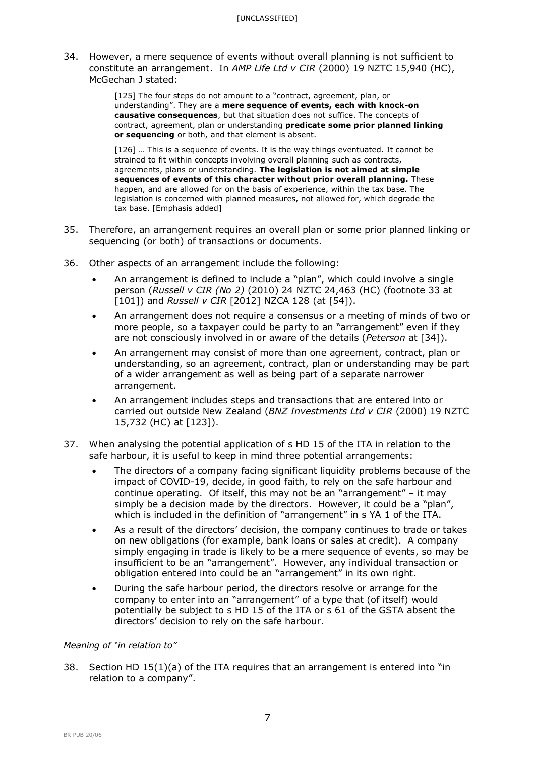34. However, a mere sequence of events without overall planning is not sufficient to constitute an arrangement. In *AMP Life Ltd v CIR* (2000) 19 NZTC 15,940 (HC), McGechan J stated:

> [125] The four steps do not amount to a "contract, agreement, plan, or understanding". They are a **mere sequence of events, each with knock-on causative consequences**, but that situation does not suffice. The concepts of contract, agreement, plan or understanding **predicate some prior planned linking or sequencing** or both, and that element is absent.
>
> [126] … This is a sequence of events. It is the way things eventuated. It cannot be strained to fit within concepts involving overall planning such as contracts, agreements, plans or understanding. **The legislation is not aimed at simple sequences of events of this character without prior overall planning.** These happen, and are allowed for on the basis of experience, within the tax base. The legislation is concerned with planned measures, not allowed for, which degrade the tax base. [Emphasis added]

35. Therefore, an arrangement requires an overall plan or some prior planned linking or sequencing (or both) of transactions or documents.

36. Other aspects of an arrangement include the following:

- An arrangement is defined to include a "plan", which could involve a single person (*Russell v CIR (No 2)* (2010) 24 NZTC 24,463 (HC) (footnote 33 at [101]) and *Russell v CIR* [2012] NZCA 128 (at [54]).
- An arrangement does not require a consensus or a meeting of minds of two or more people, so a taxpayer could be party to an "arrangement" even if they are not consciously involved in or aware of the details (*Peterson* at [34]).
- An arrangement may consist of more than one agreement, contract, plan or understanding, so an agreement, contract, plan or understanding may be part of a wider arrangement as well as being part of a separate narrower arrangement.
- An arrangement includes steps and transactions that are entered into or carried out outside New Zealand (*BNZ Investments Ltd v CIR* (2000) 19 NZTC 15,732 (HC) at [123]).

37. When analysing the potential application of s HD 15 of the ITA in relation to the safe harbour, it is useful to keep in mind three potential arrangements:

- The directors of a company facing significant liquidity problems because of the impact of COVID-19, decide, in good faith, to rely on the safe harbour and continue operating. Of itself, this may not be an "arrangement" – it may simply be a decision made by the directors. However, it could be a "plan", which is included in the definition of "arrangement" in s YA 1 of the ITA.
- As a result of the directors' decision, the company continues to trade or takes on new obligations (for example, bank loans or sales at credit). A company simply engaging in trade is likely to be a mere sequence of events, so may be insufficient to be an "arrangement". However, any individual transaction or obligation entered into could be an "arrangement" in its own right.
- During the safe harbour period, the directors resolve or arrange for the company to enter into an "arrangement" of a type that (of itself) would potentially be subject to s HD 15 of the ITA or s 61 of the GSTA absent the directors' decision to rely on the safe harbour.

*Meaning of "in relation to"*

38. Section HD 15(1)(a) of the ITA requires that an arrangement is entered into "in relation to a company".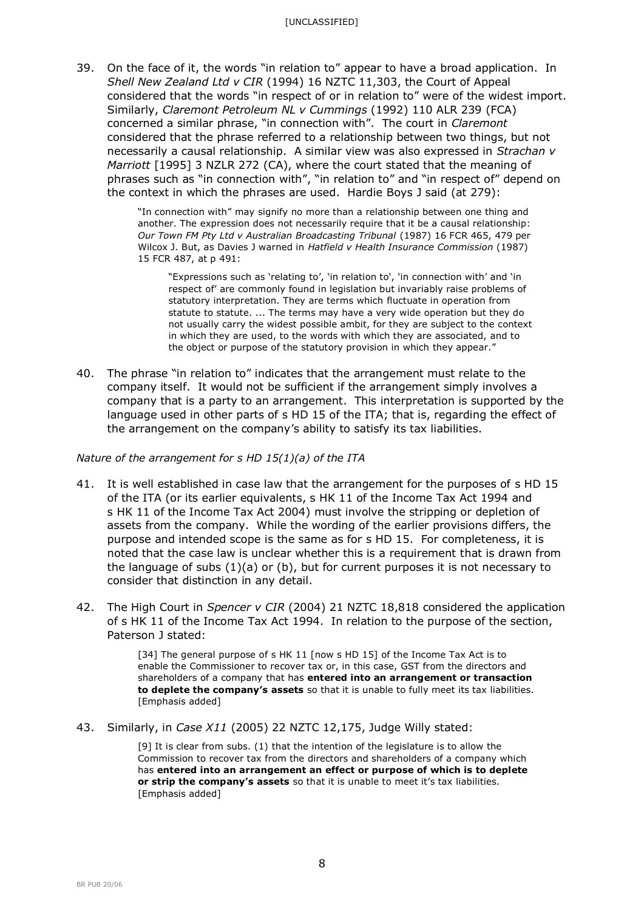39. On the face of it, the words "in relation to" appear to have a broad application. In *Shell New Zealand Ltd v CIR* (1994) 16 NZTC 11,303, the Court of Appeal considered that the words "in respect of or in relation to" were of the widest import. Similarly, *Claremont Petroleum NL v Cummings* (1992) 110 ALR 239 (FCA) concerned a similar phrase, "in connection with". The court in *Claremont* considered that the phrase referred to a relationship between two things, but not necessarily a causal relationship. A similar view was also expressed in *Strachan v Marriott* [1995] 3 NZLR 272 (CA), where the court stated that the meaning of phrases such as "in connection with", "in relation to" and "in respect of" depend on the context in which the phrases are used. Hardie Boys J said (at 279):

> "In connection with" may signify no more than a relationship between one thing and another. The expression does not necessarily require that it be a causal relationship: *Our Town FM Pty Ltd v Australian Broadcasting Tribunal* (1987) 16 FCR 465, 479 per Wilcox J. But, as Davies J warned in *Hatfield v Health Insurance Commission* (1987) 15 FCR 487, at p 491:
>
> > "Expressions such as 'relating to', 'in relation to', 'in connection with' and 'in respect of' are commonly found in legislation but invariably raise problems of statutory interpretation. They are terms which fluctuate in operation from statute to statute. ... The terms may have a very wide operation but they do not usually carry the widest possible ambit, for they are subject to the context in which they are used, to the words with which they are associated, and to the object or purpose of the statutory provision in which they appear."

40. The phrase "in relation to" indicates that the arrangement must relate to the company itself. It would not be sufficient if the arrangement simply involves a company that is a party to an arrangement. This interpretation is supported by the language used in other parts of s HD 15 of the ITA; that is, regarding the effect of the arrangement on the company's ability to satisfy its tax liabilities.

*Nature of the arrangement for s HD 15(1)(a) of the ITA*

41. It is well established in case law that the arrangement for the purposes of s HD 15 of the ITA (or its earlier equivalents, s HK 11 of the Income Tax Act 1994 and s HK 11 of the Income Tax Act 2004) must involve the stripping or depletion of assets from the company. While the wording of the earlier provisions differs, the purpose and intended scope is the same as for s HD 15. For completeness, it is noted that the case law is unclear whether this is a requirement that is drawn from the language of subs (1)(a) or (b), but for current purposes it is not necessary to consider that distinction in any detail.

42. The High Court in *Spencer v CIR* (2004) 21 NZTC 18,818 considered the application of s HK 11 of the Income Tax Act 1994. In relation to the purpose of the section, Paterson J stated:

> [34] The general purpose of s HK 11 [now s HD 15] of the Income Tax Act is to enable the Commissioner to recover tax or, in this case, GST from the directors and shareholders of a company that has **entered into an arrangement or transaction to deplete the company's assets** so that it is unable to fully meet its tax liabilities. [Emphasis added]

43. Similarly, in *Case X11* (2005) 22 NZTC 12,175, Judge Willy stated:

> [9] It is clear from subs. (1) that the intention of the legislature is to allow the Commission to recover tax from the directors and shareholders of a company which has **entered into an arrangement an effect or purpose of which is to deplete or strip the company's assets** so that it is unable to meet it's tax liabilities. [Emphasis added]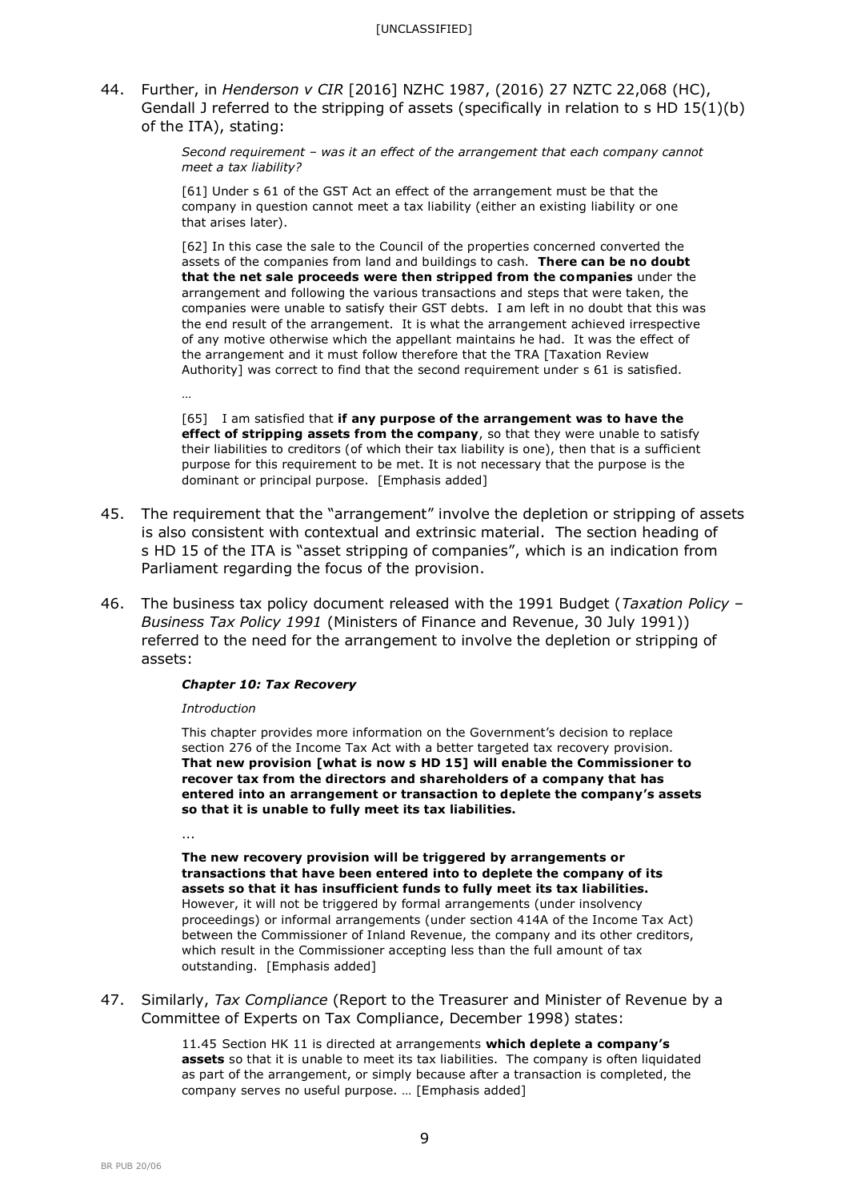44. Further, in *Henderson v CIR* [2016] NZHC 1987, (2016) 27 NZTC 22,068 (HC), Gendall J referred to the stripping of assets (specifically in relation to s HD 15(1)(b) of the ITA), stating:

> *Second requirement – was it an effect of the arrangement that each company cannot meet a tax liability?*
>
> [61] Under s 61 of the GST Act an effect of the arrangement must be that the company in question cannot meet a tax liability (either an existing liability or one that arises later).
>
> [62] In this case the sale to the Council of the properties concerned converted the assets of the companies from land and buildings to cash. **There can be no doubt that the net sale proceeds were then stripped from the companies** under the arrangement and following the various transactions and steps that were taken, the companies were unable to satisfy their GST debts. I am left in no doubt that this was the end result of the arrangement. It is what the arrangement achieved irrespective of any motive otherwise which the appellant maintains he had. It was the effect of the arrangement and it must follow therefore that the TRA [Taxation Review Authority] was correct to find that the second requirement under s 61 is satisfied.
>
> …
>
> [65] I am satisfied that **if any purpose of the arrangement was to have the effect of stripping assets from the company**, so that they were unable to satisfy their liabilities to creditors (of which their tax liability is one), then that is a sufficient purpose for this requirement to be met. It is not necessary that the purpose is the dominant or principal purpose. [Emphasis added]

45. The requirement that the "arrangement" involve the depletion or stripping of assets is also consistent with contextual and extrinsic material. The section heading of s HD 15 of the ITA is "asset stripping of companies", which is an indication from Parliament regarding the focus of the provision.

46. The business tax policy document released with the 1991 Budget (*Taxation Policy – Business Tax Policy 1991* (Ministers of Finance and Revenue, 30 July 1991)) referred to the need for the arrangement to involve the depletion or stripping of assets:

> ***Chapter 10: Tax Recovery***
>
> *Introduction*
>
> This chapter provides more information on the Government's decision to replace section 276 of the Income Tax Act with a better targeted tax recovery provision. **That new provision [what is now s HD 15] will enable the Commissioner to recover tax from the directors and shareholders of a company that has entered into an arrangement or transaction to deplete the company's assets so that it is unable to fully meet its tax liabilities.**
>
> ...
>
> **The new recovery provision will be triggered by arrangements or transactions that have been entered into to deplete the company of its assets so that it has insufficient funds to fully meet its tax liabilities.** However, it will not be triggered by formal arrangements (under insolvency proceedings) or informal arrangements (under section 414A of the Income Tax Act) between the Commissioner of Inland Revenue, the company and its other creditors, which result in the Commissioner accepting less than the full amount of tax outstanding. [Emphasis added]

47. Similarly, *Tax Compliance* (Report to the Treasurer and Minister of Revenue by a Committee of Experts on Tax Compliance, December 1998) states:

> 11.45 Section HK 11 is directed at arrangements **which deplete a company's assets** so that it is unable to meet its tax liabilities. The company is often liquidated as part of the arrangement, or simply because after a transaction is completed, the company serves no useful purpose. … [Emphasis added]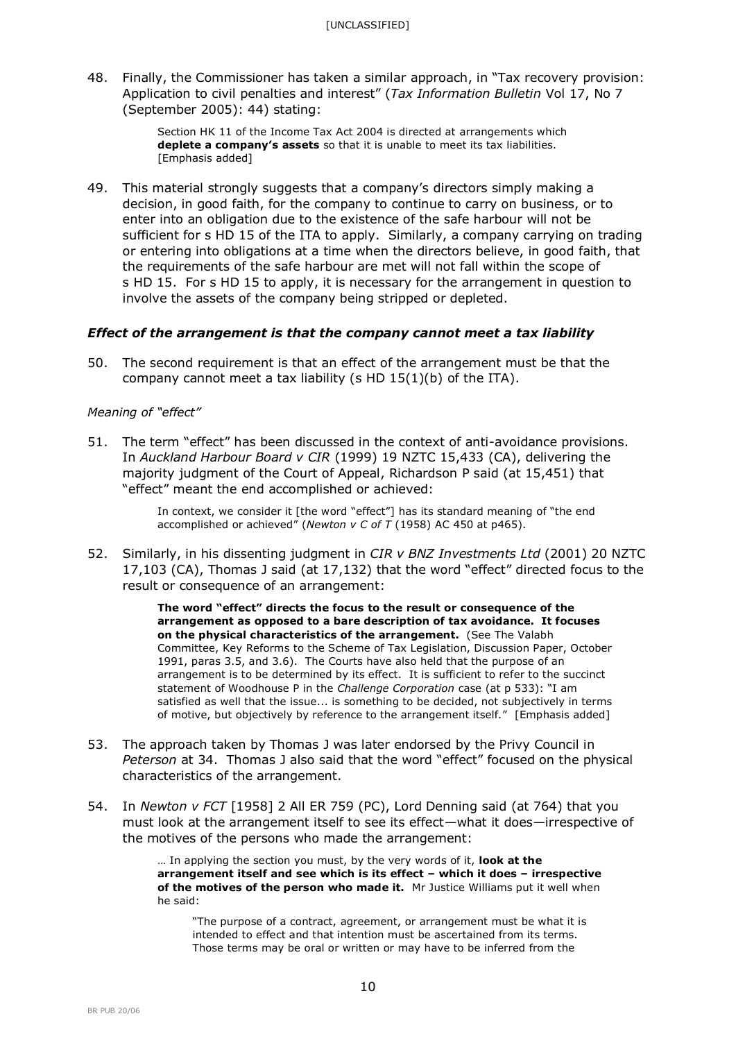48. Finally, the Commissioner has taken a similar approach, in "Tax recovery provision: Application to civil penalties and interest" (*Tax Information Bulletin* Vol 17, No 7 (September 2005): 44) stating:

> Section HK 11 of the Income Tax Act 2004 is directed at arrangements which **deplete a company's assets** so that it is unable to meet its tax liabilities. [Emphasis added]

49. This material strongly suggests that a company's directors simply making a decision, in good faith, for the company to continue to carry on business, or to enter into an obligation due to the existence of the safe harbour will not be sufficient for s HD 15 of the ITA to apply. Similarly, a company carrying on trading or entering into obligations at a time when the directors believe, in good faith, that the requirements of the safe harbour are met will not fall within the scope of s HD 15. For s HD 15 to apply, it is necessary for the arrangement in question to involve the assets of the company being stripped or depleted.

### *Effect of the arrangement is that the company cannot meet a tax liability*

50. The second requirement is that an effect of the arrangement must be that the company cannot meet a tax liability (s HD 15(1)(b) of the ITA).

*Meaning of "effect"*

51. The term "effect" has been discussed in the context of anti-avoidance provisions. In *Auckland Harbour Board v CIR* (1999) 19 NZTC 15,433 (CA), delivering the majority judgment of the Court of Appeal, Richardson P said (at 15,451) that "effect" meant the end accomplished or achieved:

> In context, we consider it [the word "effect"] has its standard meaning of "the end accomplished or achieved" (*Newton v C of T* (1958) AC 450 at p465).

52. Similarly, in his dissenting judgment in *CIR v BNZ Investments Ltd* (2001) 20 NZTC 17,103 (CA), Thomas J said (at 17,132) that the word "effect" directed focus to the result or consequence of an arrangement:

> **The word "effect" directs the focus to the result or consequence of the arrangement as opposed to a bare description of tax avoidance. It focuses on the physical characteristics of the arrangement.** (See The Valabh Committee, Key Reforms to the Scheme of Tax Legislation, Discussion Paper, October 1991, paras 3.5, and 3.6). The Courts have also held that the purpose of an arrangement is to be determined by its effect. It is sufficient to refer to the succinct statement of Woodhouse P in the *Challenge Corporation* case (at p 533): "I am satisfied as well that the issue... is something to be decided, not subjectively in terms of motive, but objectively by reference to the arrangement itself." [Emphasis added]

53. The approach taken by Thomas J was later endorsed by the Privy Council in *Peterson* at 34. Thomas J also said that the word "effect" focused on the physical characteristics of the arrangement.

54. In *Newton v FCT* [1958] 2 All ER 759 (PC), Lord Denning said (at 764) that you must look at the arrangement itself to see its effect—what it does—irrespective of the motives of the persons who made the arrangement:

> … In applying the section you must, by the very words of it, **look at the arrangement itself and see which is its effect – which it does – irrespective of the motives of the person who made it.** Mr Justice Williams put it well when he said:
>
> > "The purpose of a contract, agreement, or arrangement must be what it is intended to effect and that intention must be ascertained from its terms. Those terms may be oral or written or may have to be inferred from the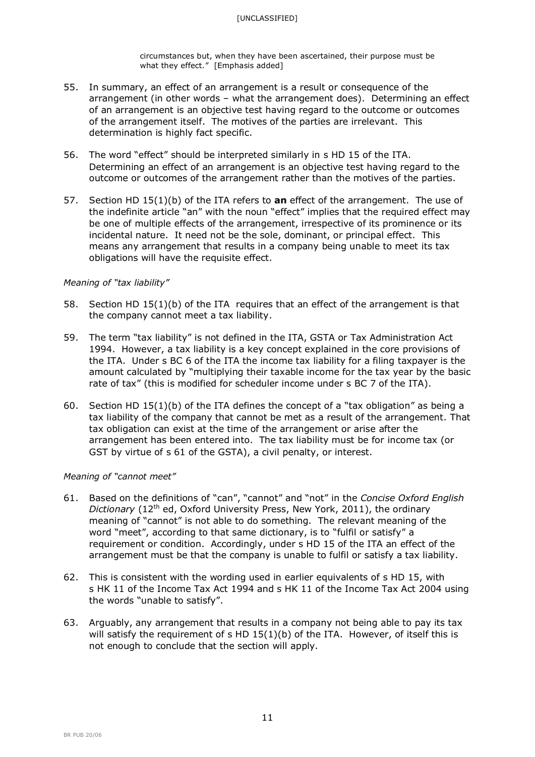> circumstances but, when they have been ascertained, their purpose must be what they effect." [Emphasis added]

55. In summary, an effect of an arrangement is a result or consequence of the arrangement (in other words – what the arrangement does). Determining an effect of an arrangement is an objective test having regard to the outcome or outcomes of the arrangement itself. The motives of the parties are irrelevant. This determination is highly fact specific.

56. The word "effect" should be interpreted similarly in s HD 15 of the ITA. Determining an effect of an arrangement is an objective test having regard to the outcome or outcomes of the arrangement rather than the motives of the parties.

57. Section HD 15(1)(b) of the ITA refers to **an** effect of the arrangement. The use of the indefinite article "an" with the noun "effect" implies that the required effect may be one of multiple effects of the arrangement, irrespective of its prominence or its incidental nature. It need not be the sole, dominant, or principal effect. This means any arrangement that results in a company being unable to meet its tax obligations will have the requisite effect.

*Meaning of "tax liability"*

58. Section HD 15(1)(b) of the ITA requires that an effect of the arrangement is that the company cannot meet a tax liability.

59. The term "tax liability" is not defined in the ITA, GSTA or Tax Administration Act 1994. However, a tax liability is a key concept explained in the core provisions of the ITA. Under s BC 6 of the ITA the income tax liability for a filing taxpayer is the amount calculated by "multiplying their taxable income for the tax year by the basic rate of tax" (this is modified for scheduler income under s BC 7 of the ITA).

60. Section HD 15(1)(b) of the ITA defines the concept of a "tax obligation" as being a tax liability of the company that cannot be met as a result of the arrangement. That tax obligation can exist at the time of the arrangement or arise after the arrangement has been entered into. The tax liability must be for income tax (or GST by virtue of s 61 of the GSTA), a civil penalty, or interest.

*Meaning of "cannot meet"*

61. Based on the definitions of "can", "cannot" and "not" in the *Concise Oxford English Dictionary* (12th ed, Oxford University Press, New York, 2011), the ordinary meaning of "cannot" is not able to do something. The relevant meaning of the word "meet", according to that same dictionary, is to "fulfil or satisfy" a requirement or condition. Accordingly, under s HD 15 of the ITA an effect of the arrangement must be that the company is unable to fulfil or satisfy a tax liability.

62. This is consistent with the wording used in earlier equivalents of s HD 15, with s HK 11 of the Income Tax Act 1994 and s HK 11 of the Income Tax Act 2004 using the words "unable to satisfy".

63. Arguably, any arrangement that results in a company not being able to pay its tax will satisfy the requirement of s HD 15(1)(b) of the ITA. However, of itself this is not enough to conclude that the section will apply.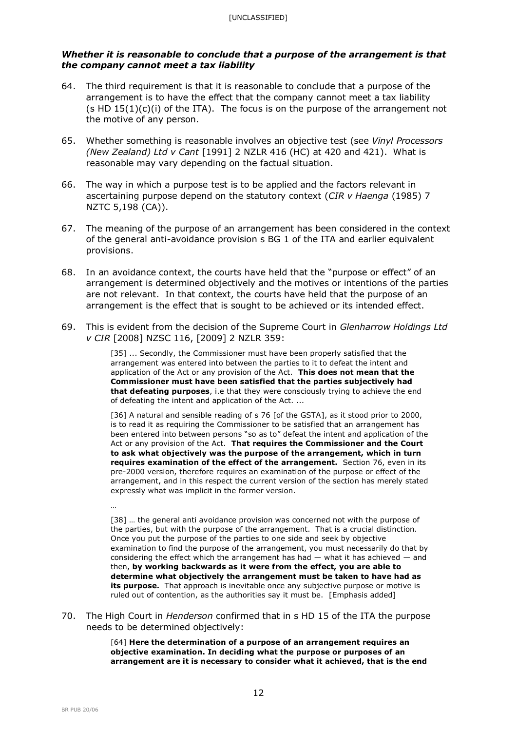### *Whether it is reasonable to conclude that a purpose of the arrangement is that the company cannot meet a tax liability*

64. The third requirement is that it is reasonable to conclude that a purpose of the arrangement is to have the effect that the company cannot meet a tax liability (s HD 15(1)(c)(i) of the ITA). The focus is on the purpose of the arrangement not the motive of any person.

65. Whether something is reasonable involves an objective test (see *Vinyl Processors (New Zealand) Ltd v Cant* [1991] 2 NZLR 416 (HC) at 420 and 421). What is reasonable may vary depending on the factual situation.

66. The way in which a purpose test is to be applied and the factors relevant in ascertaining purpose depend on the statutory context (*CIR v Haenga* (1985) 7 NZTC 5,198 (CA)).

67. The meaning of the purpose of an arrangement has been considered in the context of the general anti-avoidance provision s BG 1 of the ITA and earlier equivalent provisions.

68. In an avoidance context, the courts have held that the "purpose or effect" of an arrangement is determined objectively and the motives or intentions of the parties are not relevant. In that context, the courts have held that the purpose of an arrangement is the effect that is sought to be achieved or its intended effect.

69. This is evident from the decision of the Supreme Court in *Glenharrow Holdings Ltd v CIR* [2008] NZSC 116, [2009] 2 NZLR 359:

> [35] ... Secondly, the Commissioner must have been properly satisfied that the arrangement was entered into between the parties to it to defeat the intent and application of the Act or any provision of the Act. **This does not mean that the Commissioner must have been satisfied that the parties subjectively had that defeating purposes**, i.e that they were consciously trying to achieve the end of defeating the intent and application of the Act. ...
>
> [36] A natural and sensible reading of s 76 [of the GSTA], as it stood prior to 2000, is to read it as requiring the Commissioner to be satisfied that an arrangement has been entered into between persons "so as to" defeat the intent and application of the Act or any provision of the Act. **That requires the Commissioner and the Court to ask what objectively was the purpose of the arrangement, which in turn requires examination of the effect of the arrangement.** Section 76, even in its pre-2000 version, therefore requires an examination of the purpose or effect of the arrangement, and in this respect the current version of the section has merely stated expressly what was implicit in the former version.
>
> …
>
> [38] … the general anti avoidance provision was concerned not with the purpose of the parties, but with the purpose of the arrangement. That is a crucial distinction. Once you put the purpose of the parties to one side and seek by objective examination to find the purpose of the arrangement, you must necessarily do that by considering the effect which the arrangement has had — what it has achieved — and then, **by working backwards as it were from the effect, you are able to determine what objectively the arrangement must be taken to have had as its purpose.** That approach is inevitable once any subjective purpose or motive is ruled out of contention, as the authorities say it must be. [Emphasis added]

70. The High Court in *Henderson* confirmed that in s HD 15 of the ITA the purpose needs to be determined objectively:

> [64] **Here the determination of a purpose of an arrangement requires an objective examination. In deciding what the purpose or purposes of an arrangement are it is necessary to consider what it achieved, that is the end**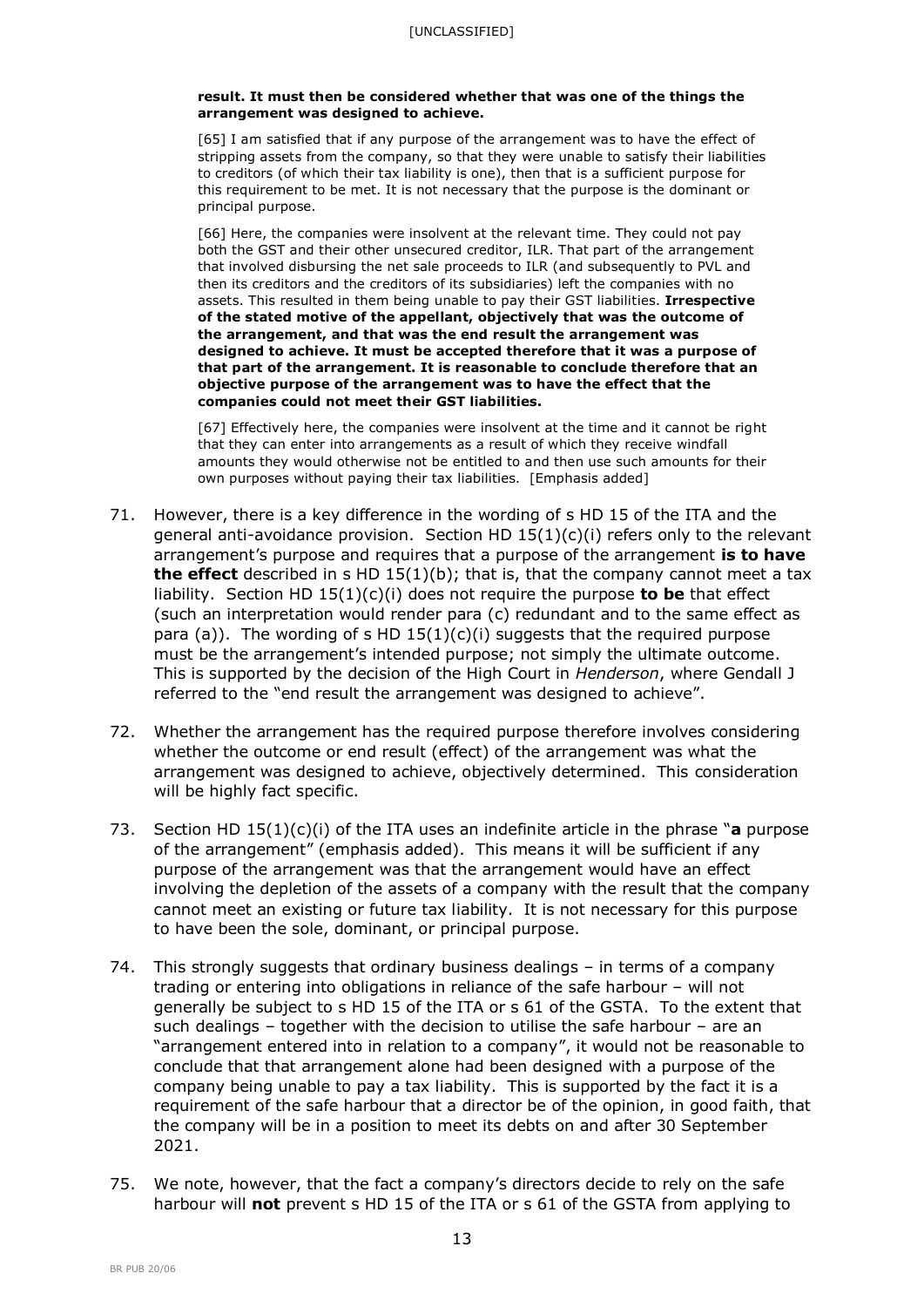**result. It must then be considered whether that was one of the things the arrangement was designed to achieve.**

> [65] I am satisfied that if any purpose of the arrangement was to have the effect of stripping assets from the company, so that they were unable to satisfy their liabilities to creditors (of which their tax liability is one), then that is a sufficient purpose for this requirement to be met. It is not necessary that the purpose is the dominant or principal purpose.
>
> [66] Here, the companies were insolvent at the relevant time. They could not pay both the GST and their other unsecured creditor, ILR. That part of the arrangement that involved disbursing the net sale proceeds to ILR (and subsequently to PVL and then its creditors and the creditors of its subsidiaries) left the companies with no assets. This resulted in them being unable to pay their GST liabilities. **Irrespective of the stated motive of the appellant, objectively that was the outcome of the arrangement, and that was the end result the arrangement was designed to achieve. It must be accepted therefore that it was a purpose of that part of the arrangement. It is reasonable to conclude therefore that an objective purpose of the arrangement was to have the effect that the companies could not meet their GST liabilities.**
>
> [67] Effectively here, the companies were insolvent at the time and it cannot be right that they can enter into arrangements as a result of which they receive windfall amounts they would otherwise not be entitled to and then use such amounts for their own purposes without paying their tax liabilities. [Emphasis added]

71. However, there is a key difference in the wording of s HD 15 of the ITA and the general anti-avoidance provision. Section HD 15(1)(c)(i) refers only to the relevant arrangement's purpose and requires that a purpose of the arrangement **is to have the effect** described in s HD 15(1)(b); that is, that the company cannot meet a tax liability. Section HD 15(1)(c)(i) does not require the purpose **to be** that effect (such an interpretation would render para (c) redundant and to the same effect as para (a)). The wording of s HD 15(1)(c)(i) suggests that the required purpose must be the arrangement's intended purpose; not simply the ultimate outcome. This is supported by the decision of the High Court in *Henderson*, where Gendall J referred to the "end result the arrangement was designed to achieve".

72. Whether the arrangement has the required purpose therefore involves considering whether the outcome or end result (effect) of the arrangement was what the arrangement was designed to achieve, objectively determined. This consideration will be highly fact specific.

73. Section HD 15(1)(c)(i) of the ITA uses an indefinite article in the phrase "**a** purpose of the arrangement" (emphasis added). This means it will be sufficient if any purpose of the arrangement was that the arrangement would have an effect involving the depletion of the assets of a company with the result that the company cannot meet an existing or future tax liability. It is not necessary for this purpose to have been the sole, dominant, or principal purpose.

74. This strongly suggests that ordinary business dealings – in terms of a company trading or entering into obligations in reliance of the safe harbour – will not generally be subject to s HD 15 of the ITA or s 61 of the GSTA. To the extent that such dealings – together with the decision to utilise the safe harbour – are an "arrangement entered into in relation to a company", it would not be reasonable to conclude that that arrangement alone had been designed with a purpose of the company being unable to pay a tax liability. This is supported by the fact it is a requirement of the safe harbour that a director be of the opinion, in good faith, that the company will be in a position to meet its debts on and after 30 September 2021.

75. We note, however, that the fact a company's directors decide to rely on the safe harbour will **not** prevent s HD 15 of the ITA or s 61 of the GSTA from applying to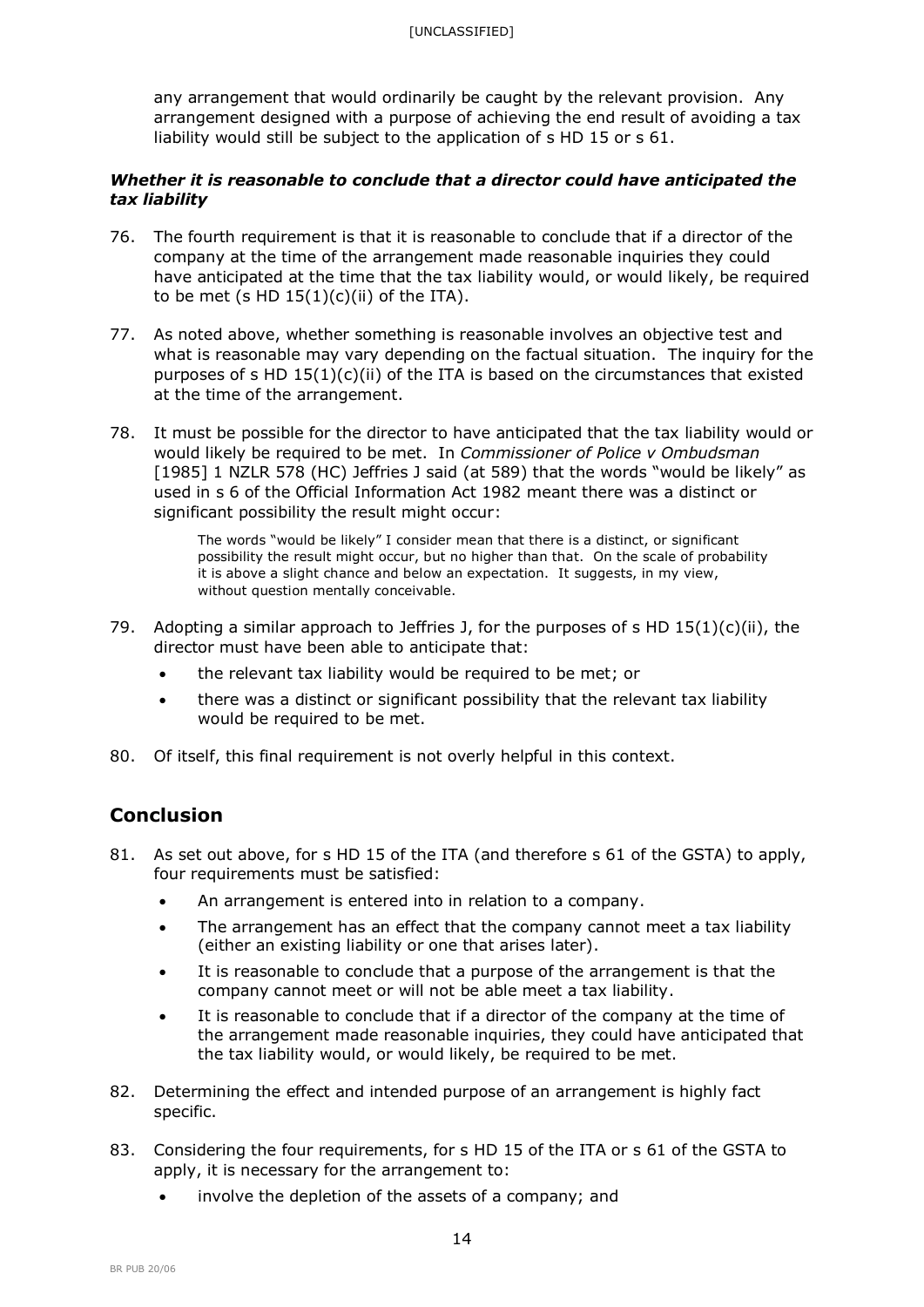any arrangement that would ordinarily be caught by the relevant provision. Any arrangement designed with a purpose of achieving the end result of avoiding a tax liability would still be subject to the application of s HD 15 or s 61.

### *Whether it is reasonable to conclude that a director could have anticipated the tax liability*

76. The fourth requirement is that it is reasonable to conclude that if a director of the company at the time of the arrangement made reasonable inquiries they could have anticipated at the time that the tax liability would, or would likely, be required to be met (s HD 15(1)(c)(ii) of the ITA).

77. As noted above, whether something is reasonable involves an objective test and what is reasonable may vary depending on the factual situation. The inquiry for the purposes of s HD 15(1)(c)(ii) of the ITA is based on the circumstances that existed at the time of the arrangement.

78. It must be possible for the director to have anticipated that the tax liability would or would likely be required to be met. In *Commissioner of Police v Ombudsman* [1985] 1 NZLR 578 (HC) Jeffries J said (at 589) that the words "would be likely" as used in s 6 of the Official Information Act 1982 meant there was a distinct or significant possibility the result might occur:

> The words "would be likely" I consider mean that there is a distinct, or significant possibility the result might occur, but no higher than that. On the scale of probability it is above a slight chance and below an expectation. It suggests, in my view, without question mentally conceivable.

79. Adopting a similar approach to Jeffries J, for the purposes of s HD 15(1)(c)(ii), the director must have been able to anticipate that:
    - the relevant tax liability would be required to be met; or
    - there was a distinct or significant possibility that the relevant tax liability would be required to be met.

80. Of itself, this final requirement is not overly helpful in this context.

## Conclusion

81. As set out above, for s HD 15 of the ITA (and therefore s 61 of the GSTA) to apply, four requirements must be satisfied:
    - An arrangement is entered into in relation to a company.
    - The arrangement has an effect that the company cannot meet a tax liability (either an existing liability or one that arises later).
    - It is reasonable to conclude that a purpose of the arrangement is that the company cannot meet or will not be able meet a tax liability.
    - It is reasonable to conclude that if a director of the company at the time of the arrangement made reasonable inquiries, they could have anticipated that the tax liability would, or would likely, be required to be met.

82. Determining the effect and intended purpose of an arrangement is highly fact specific.

83. Considering the four requirements, for s HD 15 of the ITA or s 61 of the GSTA to apply, it is necessary for the arrangement to:
    - involve the depletion of the assets of a company; and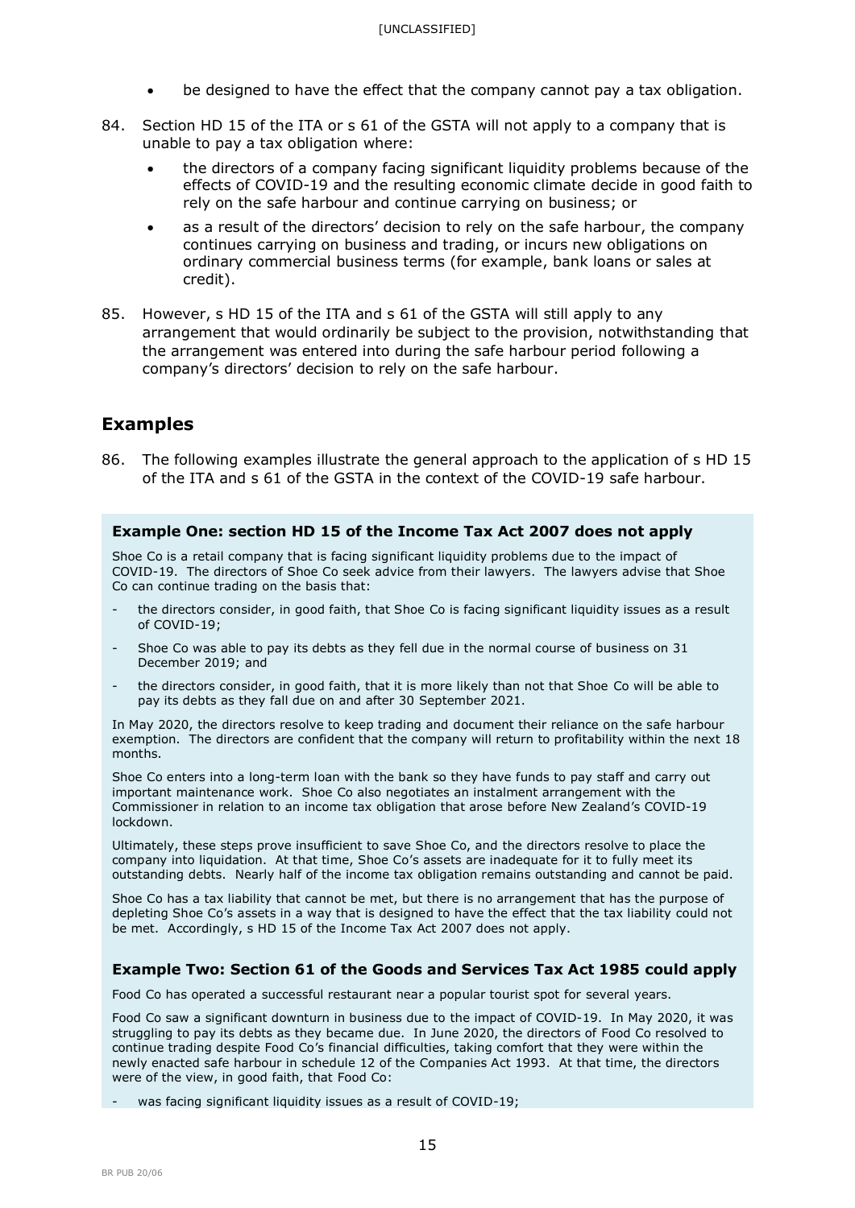- be designed to have the effect that the company cannot pay a tax obligation.

84. Section HD 15 of the ITA or s 61 of the GSTA will not apply to a company that is unable to pay a tax obligation where:
    - the directors of a company facing significant liquidity problems because of the effects of COVID-19 and the resulting economic climate decide in good faith to rely on the safe harbour and continue carrying on business; or
    - as a result of the directors' decision to rely on the safe harbour, the company continues carrying on business and trading, or incurs new obligations on ordinary commercial business terms (for example, bank loans or sales at credit).

85. However, s HD 15 of the ITA and s 61 of the GSTA will still apply to any arrangement that would ordinarily be subject to the provision, notwithstanding that the arrangement was entered into during the safe harbour period following a company's directors' decision to rely on the safe harbour.

## Examples

86. The following examples illustrate the general approach to the application of s HD 15 of the ITA and s 61 of the GSTA in the context of the COVID-19 safe harbour.

### Example One: section HD 15 of the Income Tax Act 2007 does not apply

Shoe Co is a retail company that is facing significant liquidity problems due to the impact of COVID-19. The directors of Shoe Co seek advice from their lawyers. The lawyers advise that Shoe Co can continue trading on the basis that:

- the directors consider, in good faith, that Shoe Co is facing significant liquidity issues as a result of COVID-19;
- Shoe Co was able to pay its debts as they fell due in the normal course of business on 31 December 2019; and
- the directors consider, in good faith, that it is more likely than not that Shoe Co will be able to pay its debts as they fall due on and after 30 September 2021.

In May 2020, the directors resolve to keep trading and document their reliance on the safe harbour exemption. The directors are confident that the company will return to profitability within the next 18 months.

Shoe Co enters into a long-term loan with the bank so they have funds to pay staff and carry out important maintenance work. Shoe Co also negotiates an instalment arrangement with the Commissioner in relation to an income tax obligation that arose before New Zealand's COVID-19 lockdown.

Ultimately, these steps prove insufficient to save Shoe Co, and the directors resolve to place the company into liquidation. At that time, Shoe Co's assets are inadequate for it to fully meet its outstanding debts. Nearly half of the income tax obligation remains outstanding and cannot be paid.

Shoe Co has a tax liability that cannot be met, but there is no arrangement that has the purpose of depleting Shoe Co's assets in a way that is designed to have the effect that the tax liability could not be met. Accordingly, s HD 15 of the Income Tax Act 2007 does not apply.

### Example Two: Section 61 of the Goods and Services Tax Act 1985 could apply

Food Co has operated a successful restaurant near a popular tourist spot for several years.

Food Co saw a significant downturn in business due to the impact of COVID-19. In May 2020, it was struggling to pay its debts as they became due. In June 2020, the directors of Food Co resolved to continue trading despite Food Co's financial difficulties, taking comfort that they were within the newly enacted safe harbour in schedule 12 of the Companies Act 1993. At that time, the directors were of the view, in good faith, that Food Co:

- was facing significant liquidity issues as a result of COVID-19;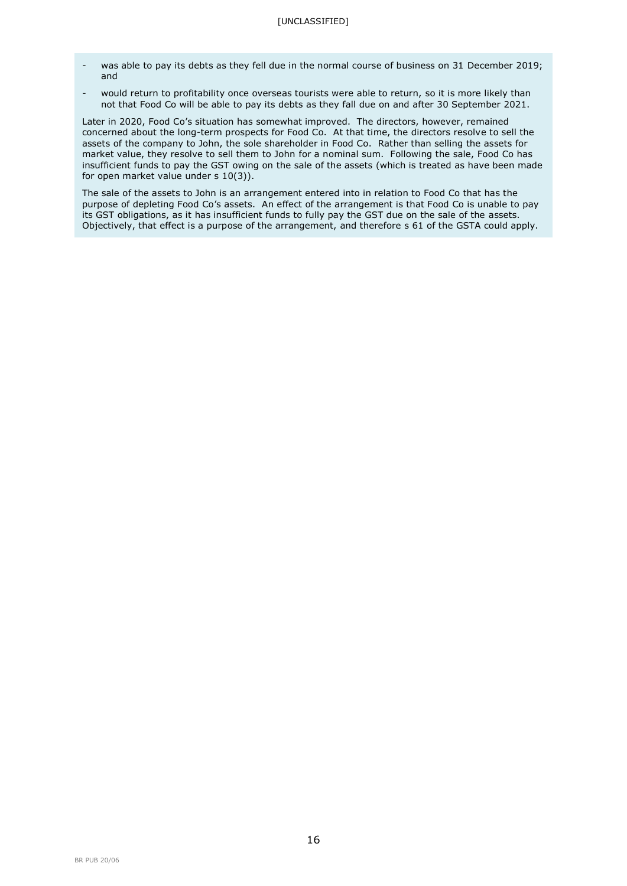- was able to pay its debts as they fell due in the normal course of business on 31 December 2019; and
- would return to profitability once overseas tourists were able to return, so it is more likely than not that Food Co will be able to pay its debts as they fall due on and after 30 September 2021.

Later in 2020, Food Co's situation has somewhat improved. The directors, however, remained concerned about the long-term prospects for Food Co. At that time, the directors resolve to sell the assets of the company to John, the sole shareholder in Food Co. Rather than selling the assets for market value, they resolve to sell them to John for a nominal sum. Following the sale, Food Co has insufficient funds to pay the GST owing on the sale of the assets (which is treated as have been made for open market value under s 10(3)).

The sale of the assets to John is an arrangement entered into in relation to Food Co that has the purpose of depleting Food Co's assets. An effect of the arrangement is that Food Co is unable to pay its GST obligations, as it has insufficient funds to fully pay the GST due on the sale of the assets. Objectively, that effect is a purpose of the arrangement, and therefore s 61 of the GSTA could apply.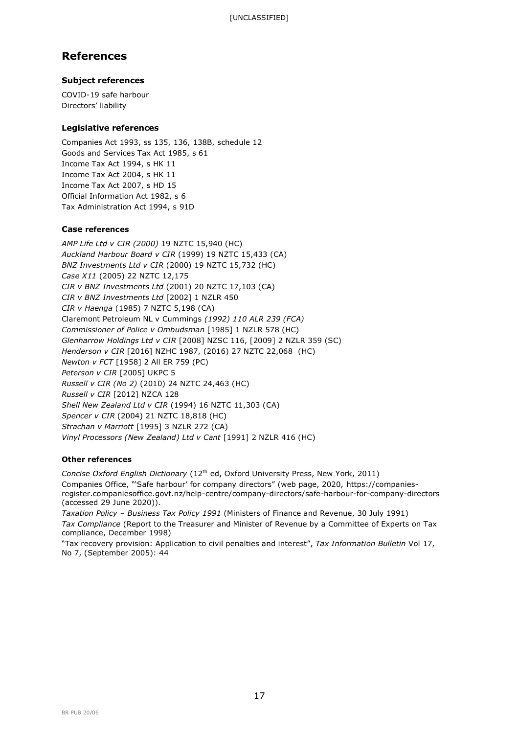# References

### Subject references

COVID-19 safe harbour
Directors' liability

### Legislative references

Companies Act 1993, ss 135, 136, 138B, schedule 12
Goods and Services Tax Act 1985, s 61
Income Tax Act 1994, s HK 11
Income Tax Act 2004, s HK 11
Income Tax Act 2007, s HD 15
Official Information Act 1982, s 6
Tax Administration Act 1994, s 91D

### Case references

*AMP Life Ltd v CIR (2000)* 19 NZTC 15,940 (HC)
*Auckland Harbour Board v CIR* (1999) 19 NZTC 15,433 (CA)
*BNZ Investments Ltd v CIR* (2000) 19 NZTC 15,732 (HC)
*Case X11* (2005) 22 NZTC 12,175
*CIR v BNZ Investments Ltd* (2001) 20 NZTC 17,103 (CA)
*CIR v BNZ Investments Ltd* [2002] 1 NZLR 450
*CIR v Haenga* (1985) 7 NZTC 5,198 (CA)
Claremont Petroleum NL v Cummings *(1992) 110 ALR 239 (FCA)*
*Commissioner of Police v Ombudsman* [1985] 1 NZLR 578 (HC)
*Glenharrow Holdings Ltd v CIR* [2008] NZSC 116, [2009] 2 NZLR 359 (SC)
*Henderson v CIR* [2016] NZHC 1987, (2016) 27 NZTC 22,068 (HC)
*Newton v FCT* [1958] 2 All ER 759 (PC)
*Peterson v CIR* [2005] UKPC 5
*Russell v CIR (No 2)* (2010) 24 NZTC 24,463 (HC)
*Russell v CIR* [2012] NZCA 128
*Shell New Zealand Ltd v CIR* (1994) 16 NZTC 11,303 (CA)
*Spencer v CIR* (2004) 21 NZTC 18,818 (HC)
*Strachan v Marriott* [1995] 3 NZLR 272 (CA)
*Vinyl Processors (New Zealand) Ltd v Cant* [1991] 2 NZLR 416 (HC)

### Other references

*Concise Oxford English Dictionary* (12th ed, Oxford University Press, New York, 2011)
Companies Office, "'Safe harbour' for company directors" (web page, 2020, https://companies-register.companiesoffice.govt.nz/help-centre/company-directors/safe-harbour-for-company-directors (accessed 29 June 2020)).
*Taxation Policy – Business Tax Policy 1991* (Ministers of Finance and Revenue, 30 July 1991)
*Tax Compliance* (Report to the Treasurer and Minister of Revenue by a Committee of Experts on Tax compliance, December 1998)
"Tax recovery provision: Application to civil penalties and interest", *Tax Information Bulletin* Vol 17, No 7, (September 2005): 44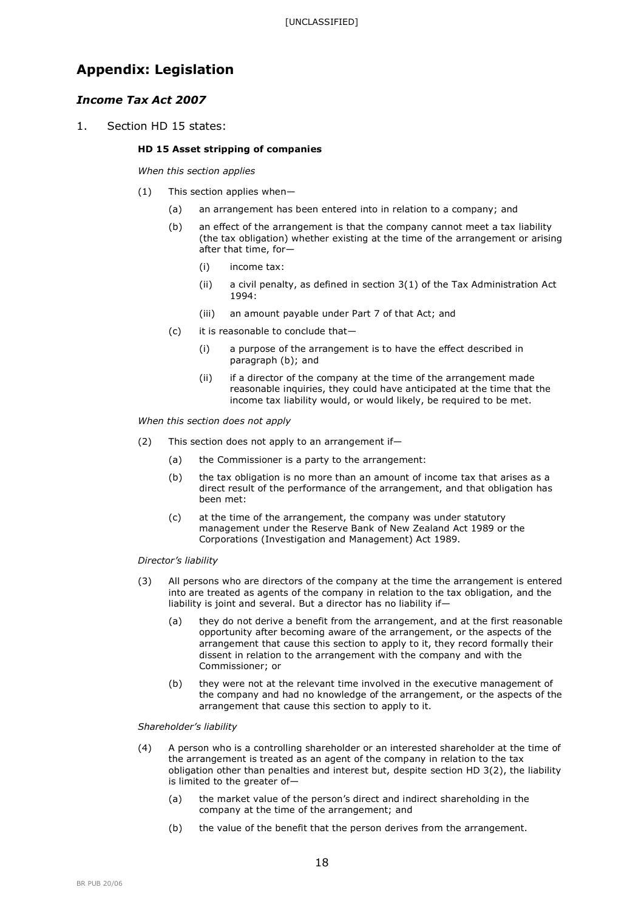# Appendix: Legislation

## *Income Tax Act 2007*

1. Section HD 15 states:

**HD 15 Asset stripping of companies**

*When this section applies*

(1) This section applies when—

(a) an arrangement has been entered into in relation to a company; and

(b) an effect of the arrangement is that the company cannot meet a tax liability (the tax obligation) whether existing at the time of the arrangement or arising after that time, for—

(i) income tax:

(ii) a civil penalty, as defined in section 3(1) of the Tax Administration Act 1994:

(iii) an amount payable under Part 7 of that Act; and

(c) it is reasonable to conclude that—

(i) a purpose of the arrangement is to have the effect described in paragraph (b); and

(ii) if a director of the company at the time of the arrangement made reasonable inquiries, they could have anticipated at the time that the income tax liability would, or would likely, be required to be met.

*When this section does not apply*

(2) This section does not apply to an arrangement if—

(a) the Commissioner is a party to the arrangement:

(b) the tax obligation is no more than an amount of income tax that arises as a direct result of the performance of the arrangement, and that obligation has been met:

(c) at the time of the arrangement, the company was under statutory management under the Reserve Bank of New Zealand Act 1989 or the Corporations (Investigation and Management) Act 1989.

*Director's liability*

(3) All persons who are directors of the company at the time the arrangement is entered into are treated as agents of the company in relation to the tax obligation, and the liability is joint and several. But a director has no liability if—

(a) they do not derive a benefit from the arrangement, and at the first reasonable opportunity after becoming aware of the arrangement, or the aspects of the arrangement that cause this section to apply to it, they record formally their dissent in relation to the arrangement with the company and with the Commissioner; or

(b) they were not at the relevant time involved in the executive management of the company and had no knowledge of the arrangement, or the aspects of the arrangement that cause this section to apply to it.

*Shareholder's liability*

(4) A person who is a controlling shareholder or an interested shareholder at the time of the arrangement is treated as an agent of the company in relation to the tax obligation other than penalties and interest but, despite section HD 3(2), the liability is limited to the greater of—

(a) the market value of the person's direct and indirect shareholding in the company at the time of the arrangement; and

(b) the value of the benefit that the person derives from the arrangement.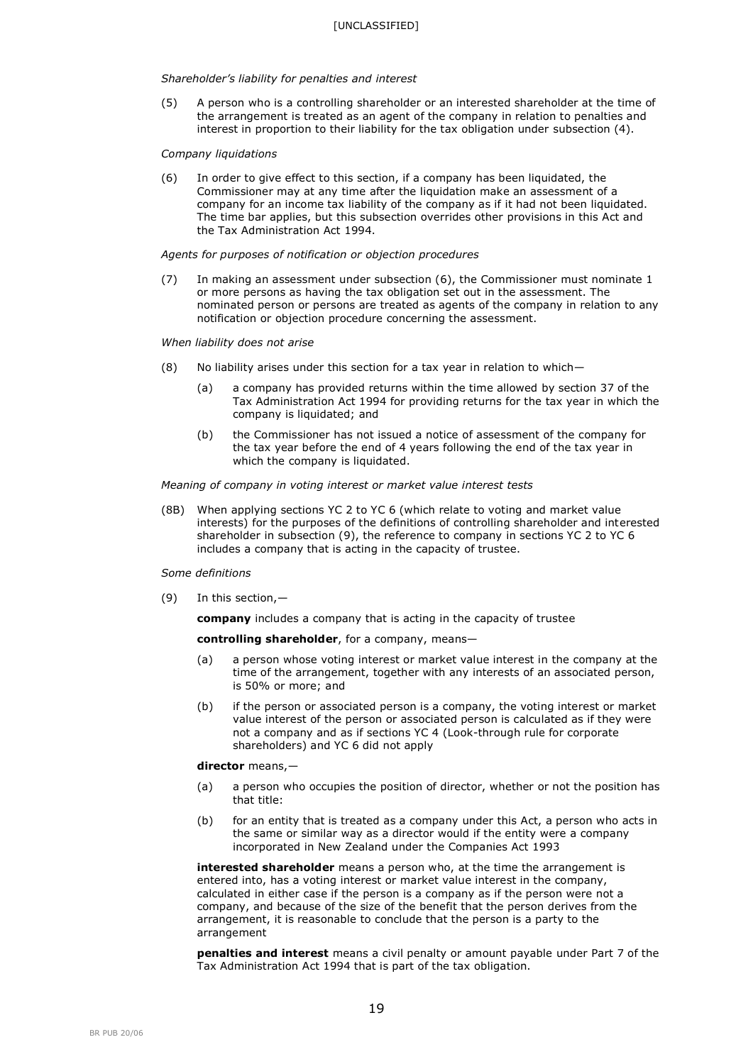*Shareholder's liability for penalties and interest*

(5) A person who is a controlling shareholder or an interested shareholder at the time of the arrangement is treated as an agent of the company in relation to penalties and interest in proportion to their liability for the tax obligation under subsection (4).

*Company liquidations*

(6) In order to give effect to this section, if a company has been liquidated, the Commissioner may at any time after the liquidation make an assessment of a company for an income tax liability of the company as if it had not been liquidated. The time bar applies, but this subsection overrides other provisions in this Act and the Tax Administration Act 1994.

*Agents for purposes of notification or objection procedures*

(7) In making an assessment under subsection (6), the Commissioner must nominate 1 or more persons as having the tax obligation set out in the assessment. The nominated person or persons are treated as agents of the company in relation to any notification or objection procedure concerning the assessment.

*When liability does not arise*

(8) No liability arises under this section for a tax year in relation to which—

- (a) a company has provided returns within the time allowed by section 37 of the Tax Administration Act 1994 for providing returns for the tax year in which the company is liquidated; and
- (b) the Commissioner has not issued a notice of assessment of the company for the tax year before the end of 4 years following the end of the tax year in which the company is liquidated.

*Meaning of company in voting interest or market value interest tests*

(8B) When applying sections YC 2 to YC 6 (which relate to voting and market value interests) for the purposes of the definitions of controlling shareholder and interested shareholder in subsection (9), the reference to company in sections YC 2 to YC 6 includes a company that is acting in the capacity of trustee.

*Some definitions*

(9) In this section,—

**company** includes a company that is acting in the capacity of trustee

**controlling shareholder**, for a company, means—

- (a) a person whose voting interest or market value interest in the company at the time of the arrangement, together with any interests of an associated person, is 50% or more; and
- (b) if the person or associated person is a company, the voting interest or market value interest of the person or associated person is calculated as if they were not a company and as if sections YC 4 (Look-through rule for corporate shareholders) and YC 6 did not apply

**director** means,—

- (a) a person who occupies the position of director, whether or not the position has that title:
- (b) for an entity that is treated as a company under this Act, a person who acts in the same or similar way as a director would if the entity were a company incorporated in New Zealand under the Companies Act 1993

**interested shareholder** means a person who, at the time the arrangement is entered into, has a voting interest or market value interest in the company, calculated in either case if the person is a company as if the person were not a company, and because of the size of the benefit that the person derives from the arrangement, it is reasonable to conclude that the person is a party to the arrangement

**penalties and interest** means a civil penalty or amount payable under Part 7 of the Tax Administration Act 1994 that is part of the tax obligation.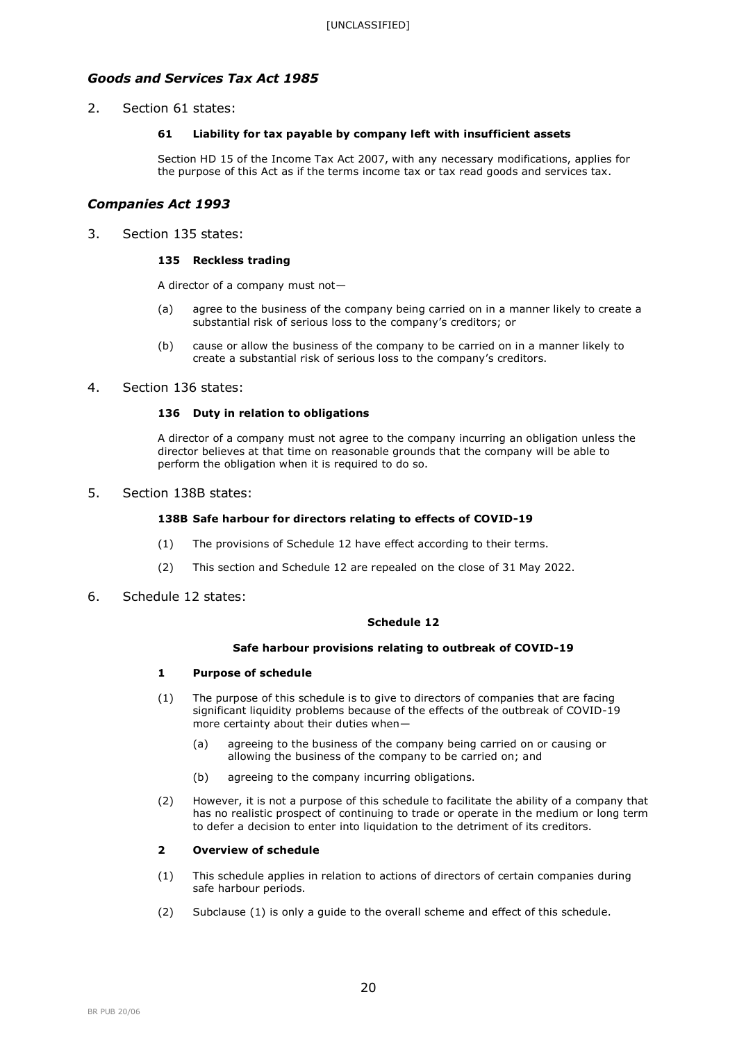## *Goods and Services Tax Act 1985*

2. Section 61 states:

   **61 Liability for tax payable by company left with insufficient assets**

   Section HD 15 of the Income Tax Act 2007, with any necessary modifications, applies for the purpose of this Act as if the terms income tax or tax read goods and services tax.

## *Companies Act 1993*

3. Section 135 states:

   **135 Reckless trading**

   A director of a company must not—

   (a) agree to the business of the company being carried on in a manner likely to create a substantial risk of serious loss to the company's creditors; or

   (b) cause or allow the business of the company to be carried on in a manner likely to create a substantial risk of serious loss to the company's creditors.

4. Section 136 states:

   **136 Duty in relation to obligations**

   A director of a company must not agree to the company incurring an obligation unless the director believes at that time on reasonable grounds that the company will be able to perform the obligation when it is required to do so.

5. Section 138B states:

   **138B Safe harbour for directors relating to effects of COVID-19**

   (1) The provisions of Schedule 12 have effect according to their terms.

   (2) This section and Schedule 12 are repealed on the close of 31 May 2022.

6. Schedule 12 states:

   **Schedule 12**

   **Safe harbour provisions relating to outbreak of COVID-19**

   **1 Purpose of schedule**

   (1) The purpose of this schedule is to give to directors of companies that are facing significant liquidity problems because of the effects of the outbreak of COVID-19 more certainty about their duties when—

   (a) agreeing to the business of the company being carried on or causing or allowing the business of the company to be carried on; and

   (b) agreeing to the company incurring obligations.

   (2) However, it is not a purpose of this schedule to facilitate the ability of a company that has no realistic prospect of continuing to trade or operate in the medium or long term to defer a decision to enter into liquidation to the detriment of its creditors.

   **2 Overview of schedule**

   (1) This schedule applies in relation to actions of directors of certain companies during safe harbour periods.

   (2) Subclause (1) is only a guide to the overall scheme and effect of this schedule.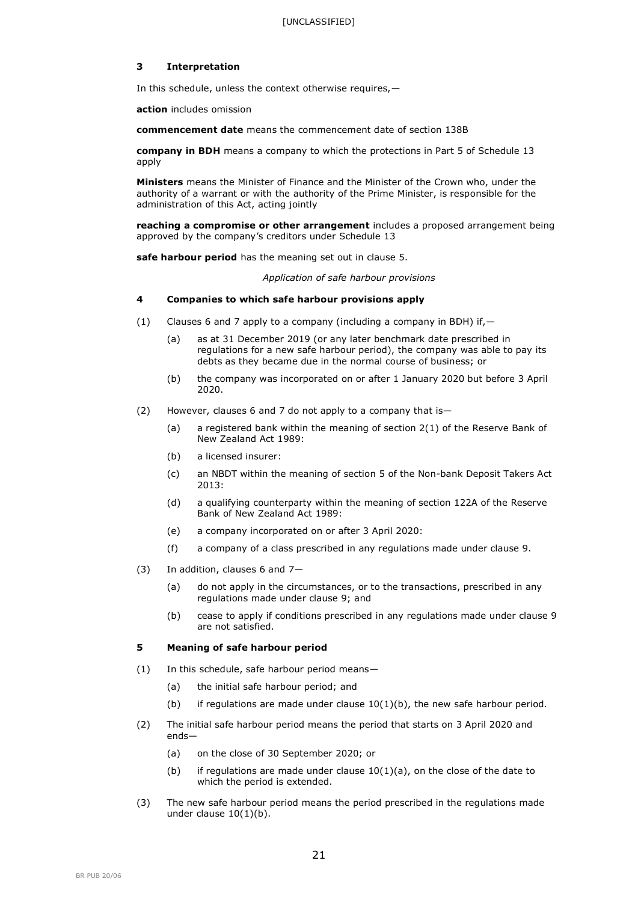### 3 Interpretation

In this schedule, unless the context otherwise requires,—

**action** includes omission

**commencement date** means the commencement date of section 138B

**company in BDH** means a company to which the protections in Part 5 of Schedule 13 apply

**Ministers** means the Minister of Finance and the Minister of the Crown who, under the authority of a warrant or with the authority of the Prime Minister, is responsible for the administration of this Act, acting jointly

**reaching a compromise or other arrangement** includes a proposed arrangement being approved by the company's creditors under Schedule 13

**safe harbour period** has the meaning set out in clause 5.

*Application of safe harbour provisions*

### 4 Companies to which safe harbour provisions apply

(1) Clauses 6 and 7 apply to a company (including a company in BDH) if,—

- (a) as at 31 December 2019 (or any later benchmark date prescribed in regulations for a new safe harbour period), the company was able to pay its debts as they became due in the normal course of business; or
- (b) the company was incorporated on or after 1 January 2020 but before 3 April 2020.

(2) However, clauses 6 and 7 do not apply to a company that is—

- (a) a registered bank within the meaning of section 2(1) of the Reserve Bank of New Zealand Act 1989:
- (b) a licensed insurer:
- (c) an NBDT within the meaning of section 5 of the Non-bank Deposit Takers Act 2013:
- (d) a qualifying counterparty within the meaning of section 122A of the Reserve Bank of New Zealand Act 1989:
- (e) a company incorporated on or after 3 April 2020:
- (f) a company of a class prescribed in any regulations made under clause 9.

(3) In addition, clauses 6 and 7—

- (a) do not apply in the circumstances, or to the transactions, prescribed in any regulations made under clause 9; and
- (b) cease to apply if conditions prescribed in any regulations made under clause 9 are not satisfied.

### 5 Meaning of safe harbour period

(1) In this schedule, safe harbour period means—

- (a) the initial safe harbour period; and
- (b) if regulations are made under clause 10(1)(b), the new safe harbour period.

(2) The initial safe harbour period means the period that starts on 3 April 2020 and ends—

- (a) on the close of 30 September 2020; or
- (b) if regulations are made under clause 10(1)(a), on the close of the date to which the period is extended.

(3) The new safe harbour period means the period prescribed in the regulations made under clause 10(1)(b).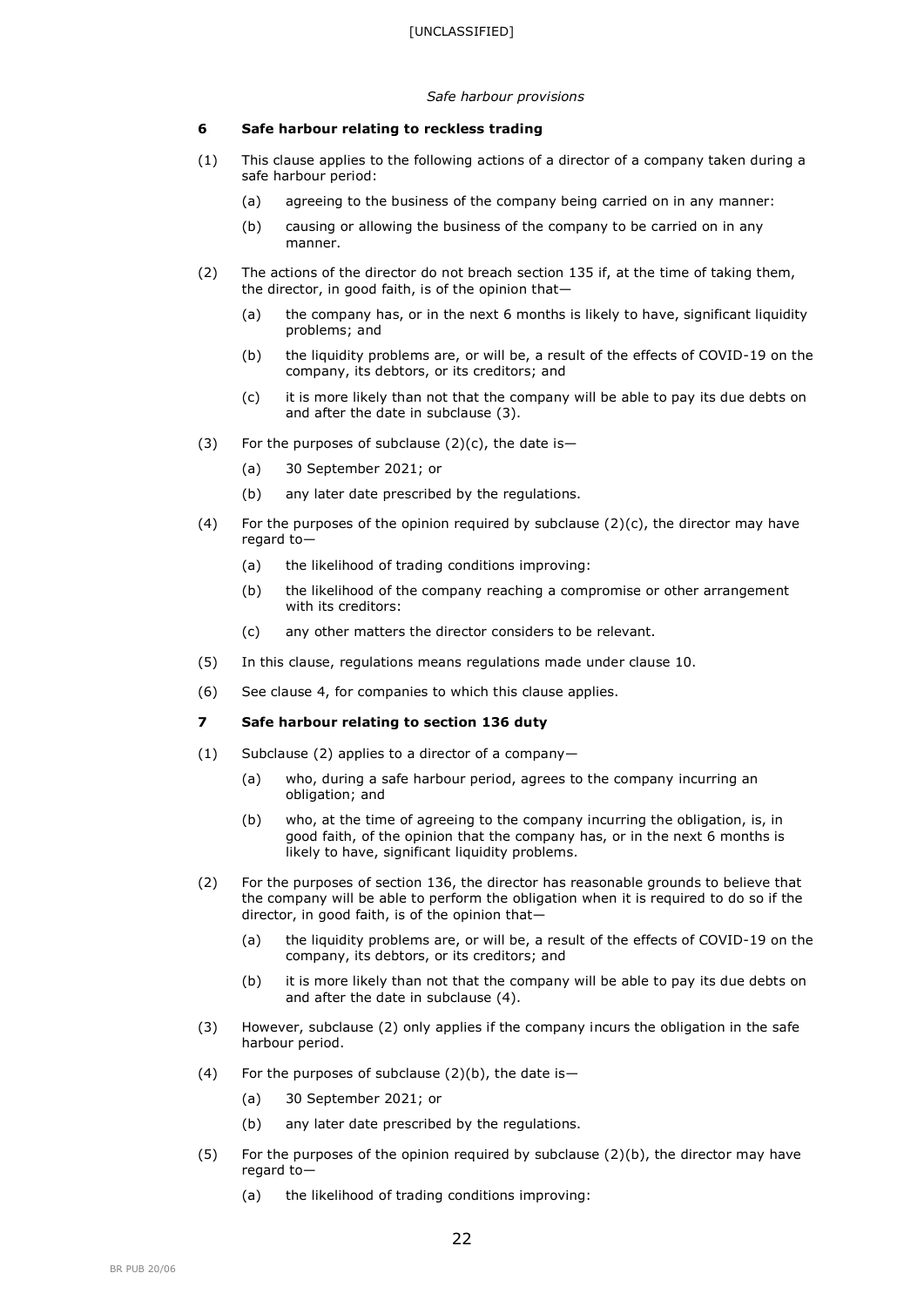*Safe harbour provisions*

**6 Safe harbour relating to reckless trading**

(1) This clause applies to the following actions of a director of a company taken during a safe harbour period:

(a) agreeing to the business of the company being carried on in any manner:

(b) causing or allowing the business of the company to be carried on in any manner.

(2) The actions of the director do not breach section 135 if, at the time of taking them, the director, in good faith, is of the opinion that—

(a) the company has, or in the next 6 months is likely to have, significant liquidity problems; and

(b) the liquidity problems are, or will be, a result of the effects of COVID-19 on the company, its debtors, or its creditors; and

(c) it is more likely than not that the company will be able to pay its due debts on and after the date in subclause (3).

(3) For the purposes of subclause (2)(c), the date is—

(a) 30 September 2021; or

(b) any later date prescribed by the regulations.

(4) For the purposes of the opinion required by subclause (2)(c), the director may have regard to—

(a) the likelihood of trading conditions improving:

(b) the likelihood of the company reaching a compromise or other arrangement with its creditors:

(c) any other matters the director considers to be relevant.

(5) In this clause, regulations means regulations made under clause 10.

(6) See clause 4, for companies to which this clause applies.

**7 Safe harbour relating to section 136 duty**

(1) Subclause (2) applies to a director of a company—

(a) who, during a safe harbour period, agrees to the company incurring an obligation; and

(b) who, at the time of agreeing to the company incurring the obligation, is, in good faith, of the opinion that the company has, or in the next 6 months is likely to have, significant liquidity problems.

(2) For the purposes of section 136, the director has reasonable grounds to believe that the company will be able to perform the obligation when it is required to do so if the director, in good faith, is of the opinion that—

(a) the liquidity problems are, or will be, a result of the effects of COVID-19 on the company, its debtors, or its creditors; and

(b) it is more likely than not that the company will be able to pay its due debts on and after the date in subclause (4).

(3) However, subclause (2) only applies if the company incurs the obligation in the safe harbour period.

(4) For the purposes of subclause (2)(b), the date is—

(a) 30 September 2021; or

(b) any later date prescribed by the regulations.

(5) For the purposes of the opinion required by subclause (2)(b), the director may have regard to—

(a) the likelihood of trading conditions improving: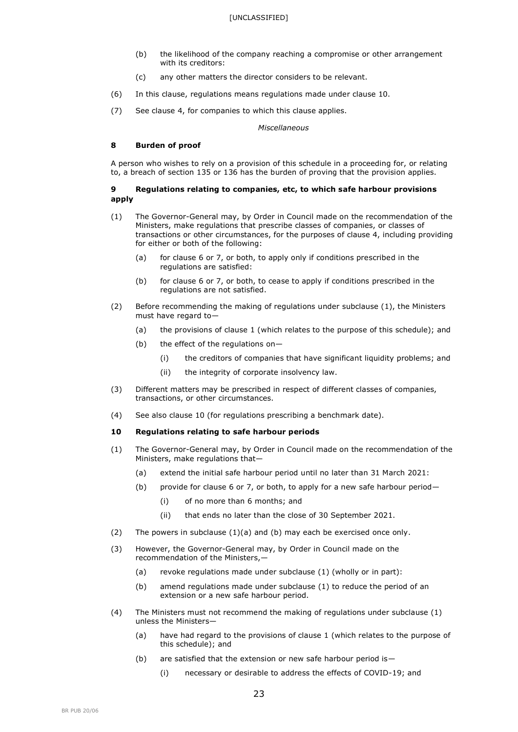(b) the likelihood of the company reaching a compromise or other arrangement with its creditors:

(c) any other matters the director considers to be relevant.

(6) In this clause, regulations means regulations made under clause 10.

(7) See clause 4, for companies to which this clause applies.

*Miscellaneous*

**8 Burden of proof**

A person who wishes to rely on a provision of this schedule in a proceeding for, or relating to, a breach of section 135 or 136 has the burden of proving that the provision applies.

**9 Regulations relating to companies, etc, to which safe harbour provisions apply**

(1) The Governor-General may, by Order in Council made on the recommendation of the Ministers, make regulations that prescribe classes of companies, or classes of transactions or other circumstances, for the purposes of clause 4, including providing for either or both of the following:

(a) for clause 6 or 7, or both, to apply only if conditions prescribed in the regulations are satisfied:

(b) for clause 6 or 7, or both, to cease to apply if conditions prescribed in the regulations are not satisfied.

(2) Before recommending the making of regulations under subclause (1), the Ministers must have regard to—

(a) the provisions of clause 1 (which relates to the purpose of this schedule); and

(b) the effect of the regulations on—

(i) the creditors of companies that have significant liquidity problems; and

(ii) the integrity of corporate insolvency law.

(3) Different matters may be prescribed in respect of different classes of companies, transactions, or other circumstances.

(4) See also clause 10 (for regulations prescribing a benchmark date).

**10 Regulations relating to safe harbour periods**

(1) The Governor-General may, by Order in Council made on the recommendation of the Ministers, make regulations that—

(a) extend the initial safe harbour period until no later than 31 March 2021:

(b) provide for clause 6 or 7, or both, to apply for a new safe harbour period—

(i) of no more than 6 months; and

(ii) that ends no later than the close of 30 September 2021.

(2) The powers in subclause (1)(a) and (b) may each be exercised once only.

(3) However, the Governor-General may, by Order in Council made on the recommendation of the Ministers,—

(a) revoke regulations made under subclause (1) (wholly or in part):

(b) amend regulations made under subclause (1) to reduce the period of an extension or a new safe harbour period.

(4) The Ministers must not recommend the making of regulations under subclause (1) unless the Ministers—

(a) have had regard to the provisions of clause 1 (which relates to the purpose of this schedule); and

(b) are satisfied that the extension or new safe harbour period is—

(i) necessary or desirable to address the effects of COVID-19; and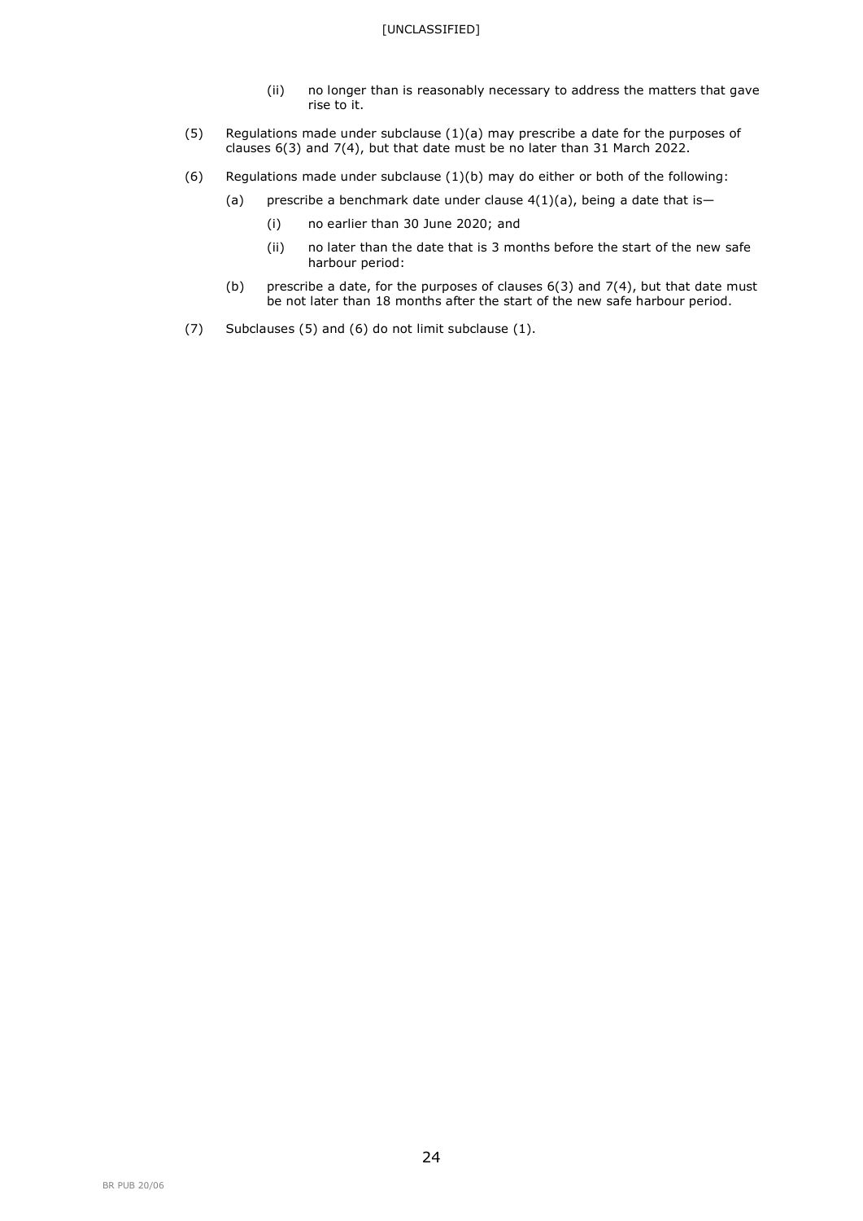(ii) no longer than is reasonably necessary to address the matters that gave rise to it.

(5) Regulations made under subclause (1)(a) may prescribe a date for the purposes of clauses 6(3) and 7(4), but that date must be no later than 31 March 2022.

(6) Regulations made under subclause (1)(b) may do either or both of the following:

(a) prescribe a benchmark date under clause 4(1)(a), being a date that is—

(i) no earlier than 30 June 2020; and

(ii) no later than the date that is 3 months before the start of the new safe harbour period:

(b) prescribe a date, for the purposes of clauses 6(3) and 7(4), but that date must be not later than 18 months after the start of the new safe harbour period.

(7) Subclauses (5) and (6) do not limit subclause (1).